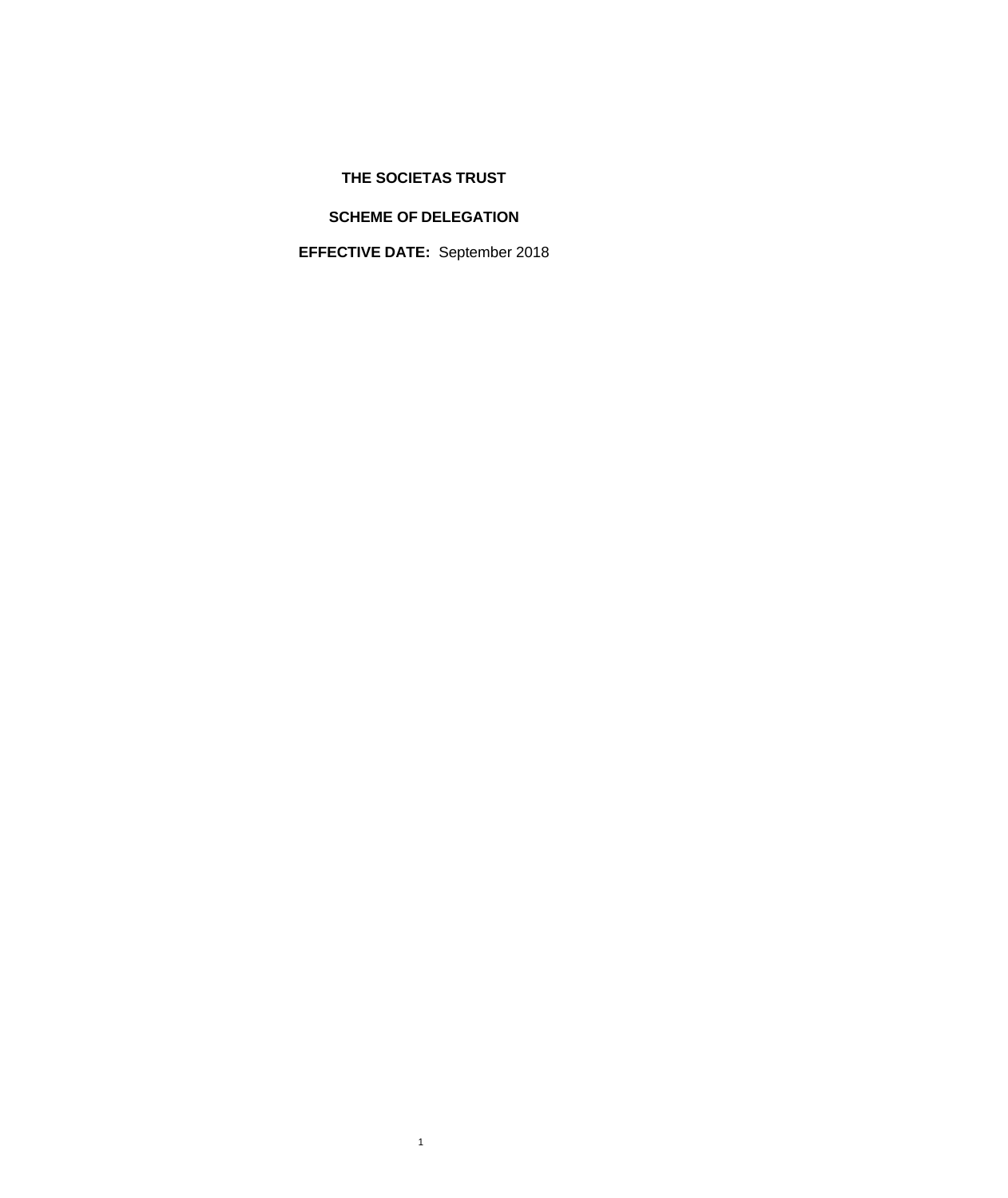# THE SOCIETAS TRUST

## SCHEME OF DELEGATION

**EFFECTIVE DATE:** September 2018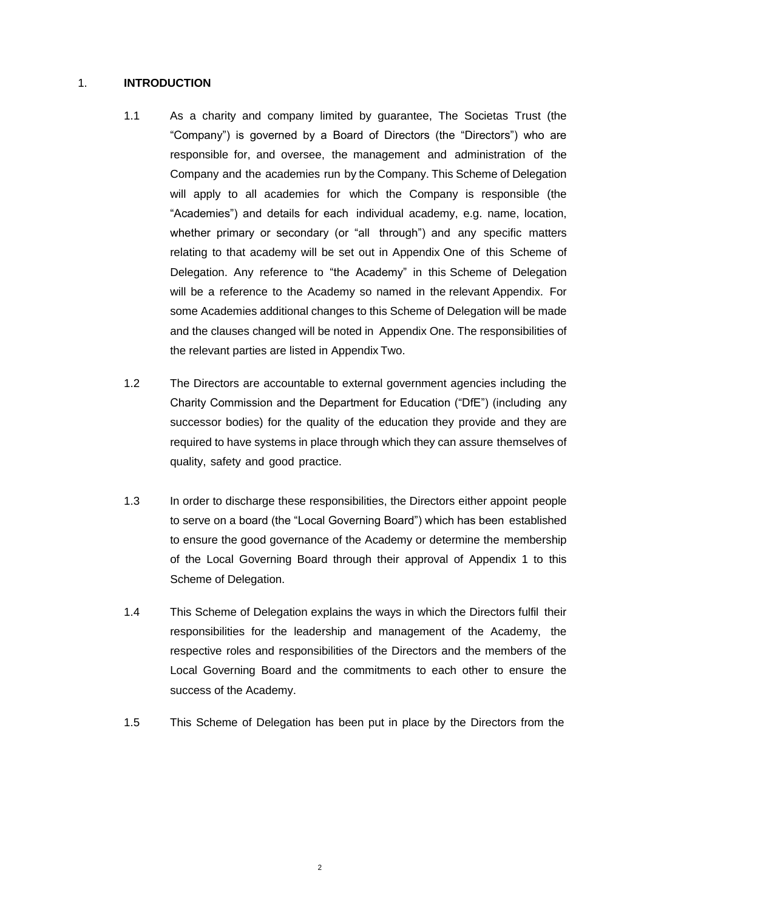# 1. INTRODUCTION

1.1 As a charity and company limited by guarantee, The Societas Trust (the “Company”) is governed by a Board of Directors (the “Directors”) who are responsible for, and oversee, the management and administration of the Company and the academies run by the Company. This Scheme of Delegation will apply to all academies for which the Company is responsible (the “Academies”) and details for each individual academy, e.g. name, location, whether primary or secondary (or “all through”) and any specific matters relating to that academy will be set out in Appendix One of this Scheme of Delegation. Any reference to “the Academy” in this Scheme of Delegation will be a reference to the Academy so named in the relevant Appendix. For some Academies additional changes to this Scheme of Delegation will be made and the clauses changed will be noted in Appendix One. The responsibilities of the relevant parties are listed in Appendix Two.

1.2 The Directors are accountable to external government agencies including the Charity Commission and the Department for Education (“DfE”) (including any successor bodies) for the quality of the education they provide and they are required to have systems in place through which they can assure themselves of quality, safety and good practice.

1.3 In order to discharge these responsibilities, the Directors either appoint people to serve on a board (the “Local Governing Board”) which has been established to ensure the good governance of the Academy or determine the membership of the Local Governing Board through their approval of Appendix 1 to this Scheme of Delegation.

1.4 This Scheme of Delegation explains the ways in which the Directors fulfil their responsibilities for the leadership and management of the Academy, the respective roles and responsibilities of the Directors and the members of the Local Governing Board and the commitments to each other to ensure the success of the Academy.

1.5 This Scheme of Delegation has been put in place by the Directors from the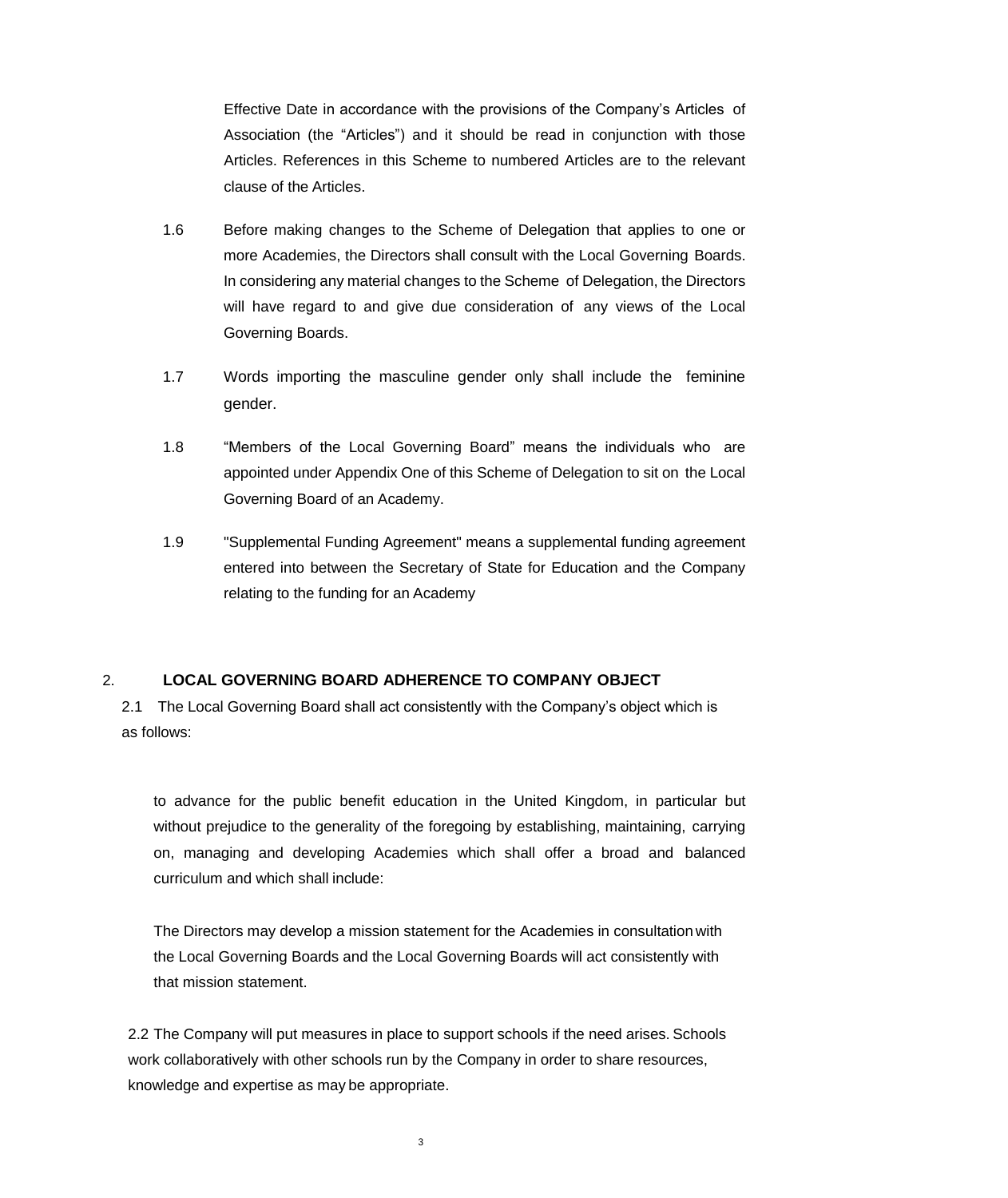Effective Date in accordance with the provisions of the Company's Articles of Association (the "Articles") and it should be read in conjunction with those Articles. References in this Scheme to numbered Articles are to the relevant clause of the Articles.

1.6 Before making changes to the Scheme of Delegation that applies to one or more Academies, the Directors shall consult with the Local Governing Boards. In considering any material changes to the Scheme of Delegation, the Directors will have regard to and give due consideration of any views of the Local Governing Boards.

1.7 Words importing the masculine gender only shall include the feminine gender.

1.8 "Members of the Local Governing Board" means the individuals who are appointed under Appendix One of this Scheme of Delegation to sit on the Local Governing Board of an Academy.

1.9 "Supplemental Funding Agreement" means a supplemental funding agreement entered into between the Secretary of State for Education and the Company relating to the funding for an Academy

## 2. LOCAL GOVERNING BOARD ADHERENCE TO COMPANY OBJECT

2.1 The Local Governing Board shall act consistently with the Company's object which is as follows:

to advance for the public benefit education in the United Kingdom, in particular but without prejudice to the generality of the foregoing by establishing, maintaining, carrying on, managing and developing Academies which shall offer a broad and balanced curriculum and which shall include:

The Directors may develop a mission statement for the Academies in consultation with the Local Governing Boards and the Local Governing Boards will act consistently with that mission statement.

2.2 The Company will put measures in place to support schools if the need arises. Schools work collaboratively with other schools run by the Company in order to share resources, knowledge and expertise as may be appropriate.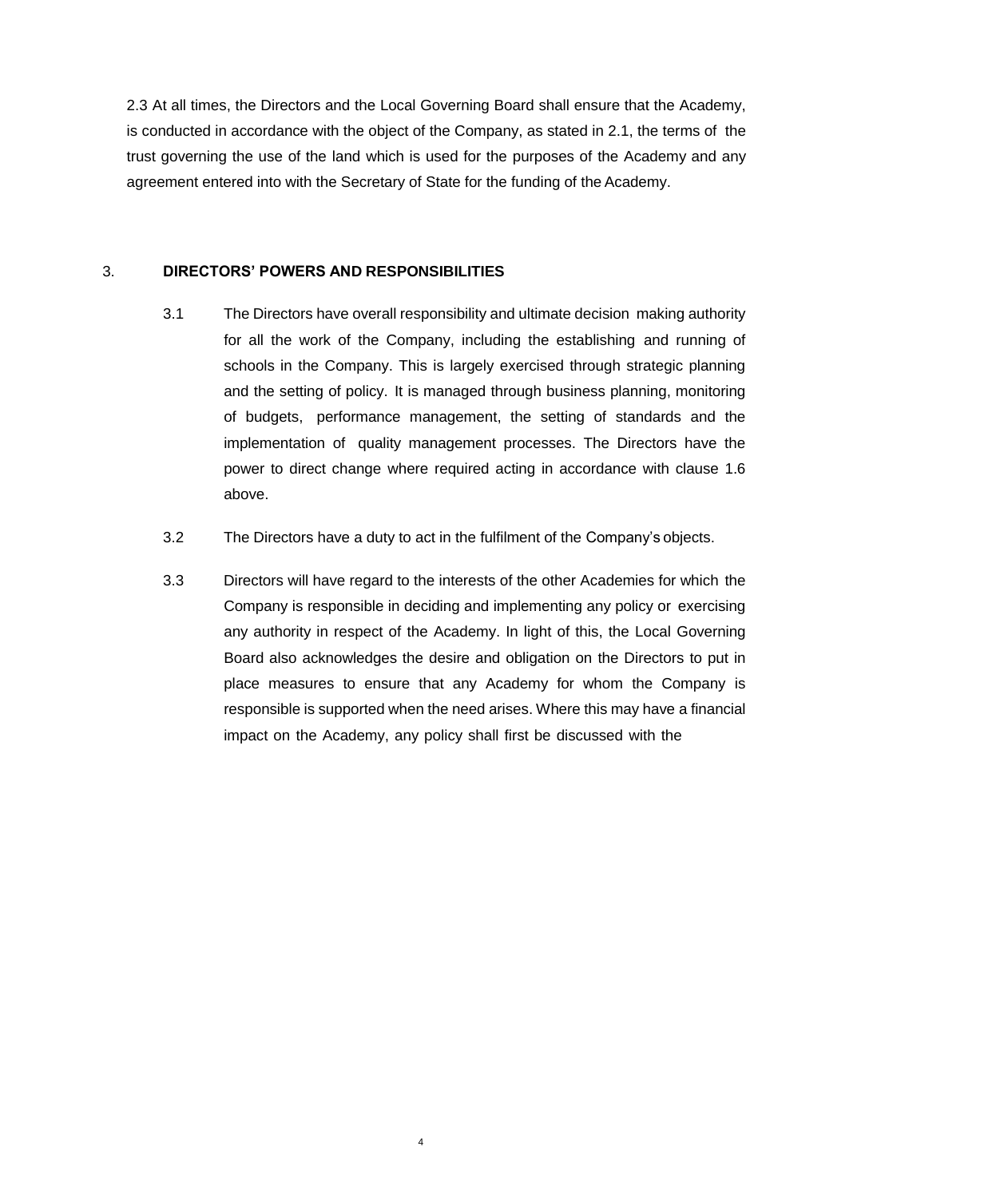2.3 At all times, the Directors and the Local Governing Board shall ensure that the Academy, is conducted in accordance with the object of the Company, as stated in 2.1, the terms of the trust governing the use of the land which is used for the purposes of the Academy and any agreement entered into with the Secretary of State for the funding of the Academy.

## 3. DIRECTORS' POWERS AND RESPONSIBILITIES

3.1 The Directors have overall responsibility and ultimate decision making authority for all the work of the Company, including the establishing and running of schools in the Company. This is largely exercised through strategic planning and the setting of policy. It is managed through business planning, monitoring of budgets, performance management, the setting of standards and the implementation of quality management processes. The Directors have the power to direct change where required acting in accordance with clause 1.6 above.

3.2 The Directors have a duty to act in the fulfilment of the Company's objects.

3.3 Directors will have regard to the interests of the other Academies for which the Company is responsible in deciding and implementing any policy or exercising any authority in respect of the Academy. In light of this, the Local Governing Board also acknowledges the desire and obligation on the Directors to put in place measures to ensure that any Academy for whom the Company is responsible is supported when the need arises. Where this may have a financial impact on the Academy, any policy shall first be discussed with the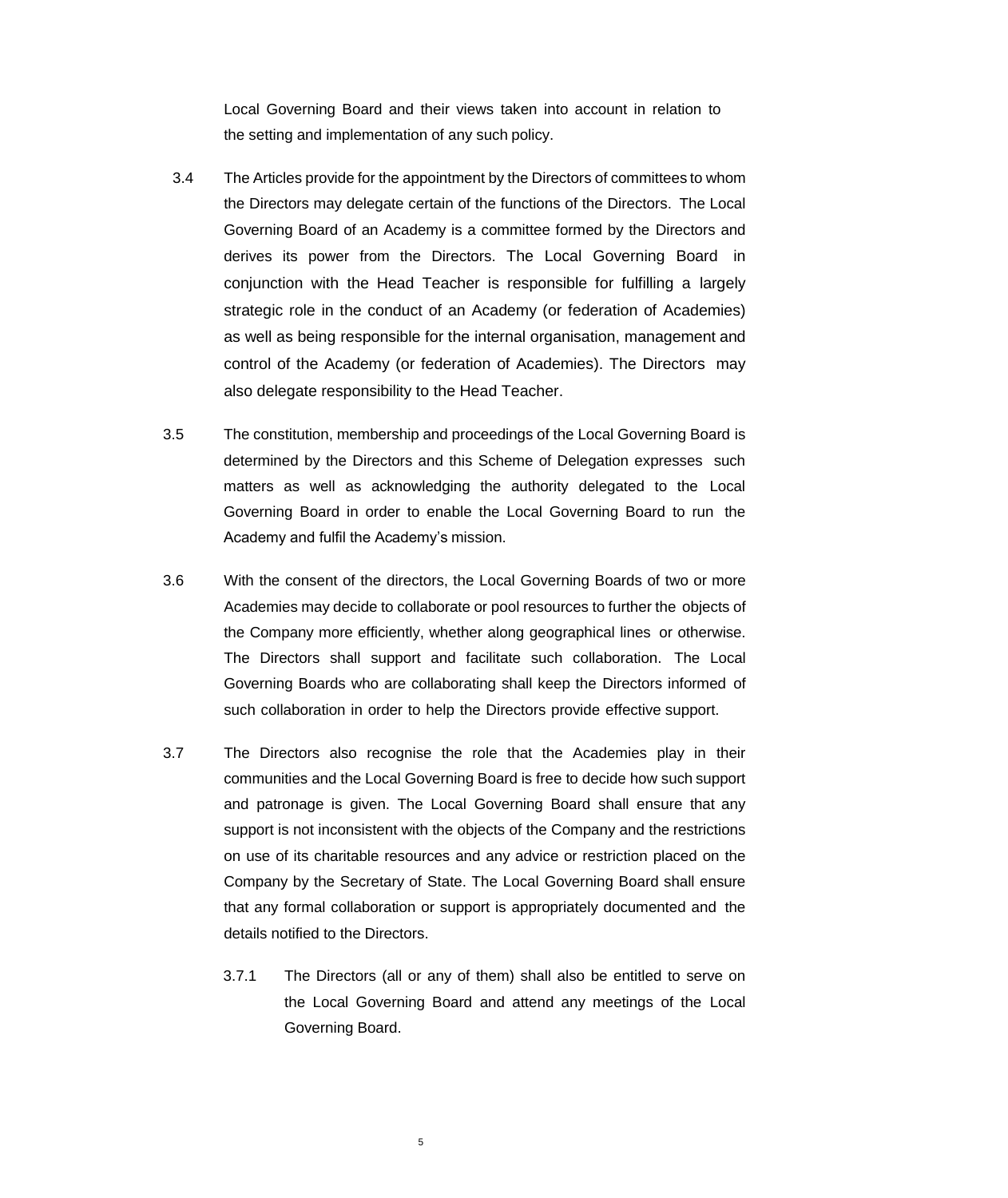Local Governing Board and their views taken into account in relation to the setting and implementation of any such policy.

3.4 The Articles provide for the appointment by the Directors of committees to whom the Directors may delegate certain of the functions of the Directors. The Local Governing Board of an Academy is a committee formed by the Directors and derives its power from the Directors. The Local Governing Board in conjunction with the Head Teacher is responsible for fulfilling a largely strategic role in the conduct of an Academy (or federation of Academies) as well as being responsible for the internal organisation, management and control of the Academy (or federation of Academies). The Directors may also delegate responsibility to the Head Teacher.

3.5 The constitution, membership and proceedings of the Local Governing Board is determined by the Directors and this Scheme of Delegation expresses such matters as well as acknowledging the authority delegated to the Local Governing Board in order to enable the Local Governing Board to run the Academy and fulfil the Academy's mission.

3.6 With the consent of the directors, the Local Governing Boards of two or more Academies may decide to collaborate or pool resources to further the objects of the Company more efficiently, whether along geographical lines or otherwise. The Directors shall support and facilitate such collaboration. The Local Governing Boards who are collaborating shall keep the Directors informed of such collaboration in order to help the Directors provide effective support.

3.7 The Directors also recognise the role that the Academies play in their communities and the Local Governing Board is free to decide how such support and patronage is given. The Local Governing Board shall ensure that any support is not inconsistent with the objects of the Company and the restrictions on use of its charitable resources and any advice or restriction placed on the Company by the Secretary of State. The Local Governing Board shall ensure that any formal collaboration or support is appropriately documented and the details notified to the Directors.

3.7.1 The Directors (all or any of them) shall also be entitled to serve on the Local Governing Board and attend any meetings of the Local Governing Board.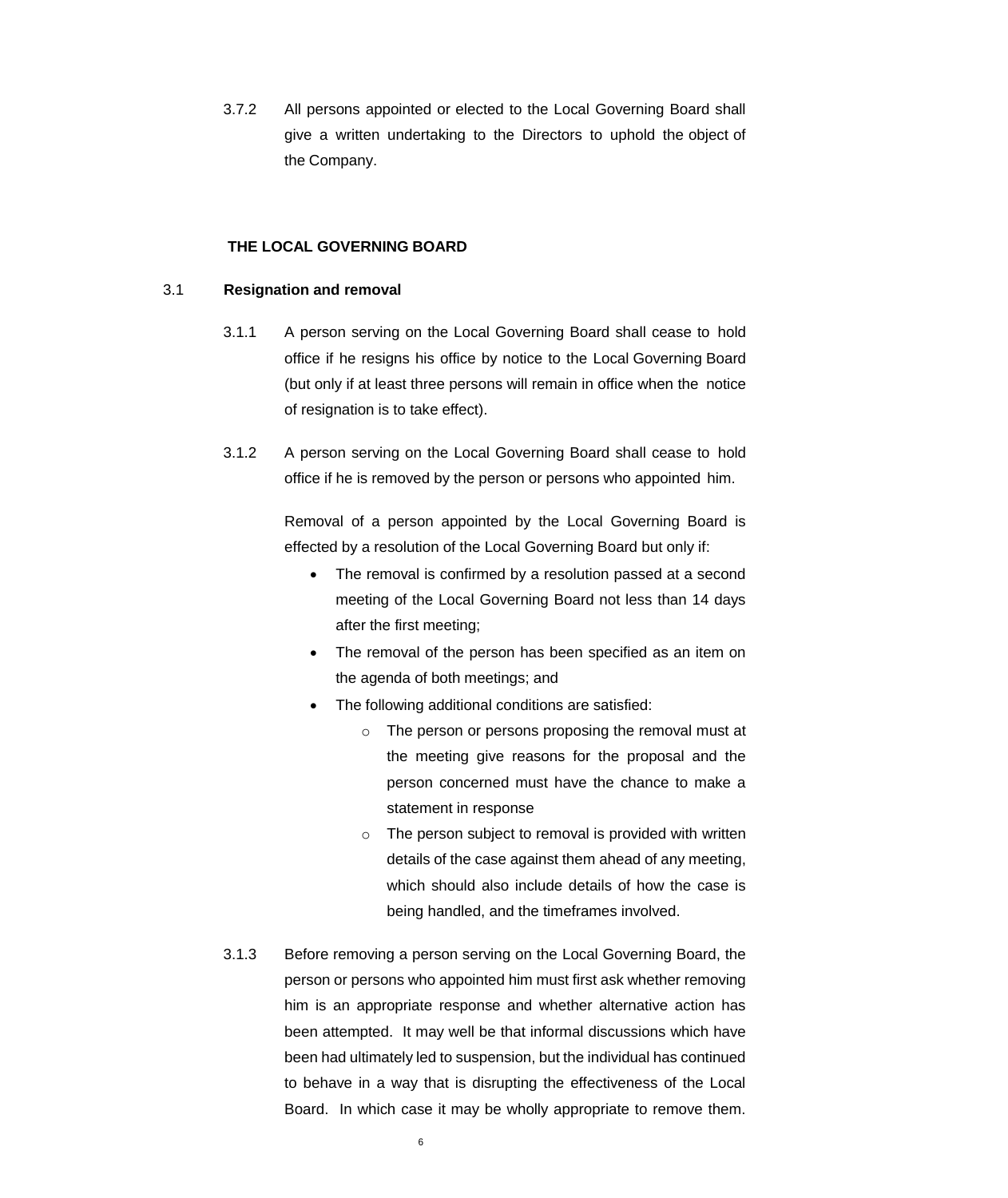3.7.2 All persons appointed or elected to the Local Governing Board shall give a written undertaking to the Directors to uphold the object of the Company.

## THE LOCAL GOVERNING BOARD

### 3.1 Resignation and removal

3.1.1 A person serving on the Local Governing Board shall cease to hold office if he resigns his office by notice to the Local Governing Board (but only if at least three persons will remain in office when the notice of resignation is to take effect).

3.1.2 A person serving on the Local Governing Board shall cease to hold office if he is removed by the person or persons who appointed him.

Removal of a person appointed by the Local Governing Board is effected by a resolution of the Local Governing Board but only if:

- The removal is confirmed by a resolution passed at a second meeting of the Local Governing Board not less than 14 days after the first meeting;
- The removal of the person has been specified as an item on the agenda of both meetings; and
- The following additional conditions are satisfied:
  - The person or persons proposing the removal must at the meeting give reasons for the proposal and the person concerned must have the chance to make a statement in response
  - The person subject to removal is provided with written details of the case against them ahead of any meeting, which should also include details of how the case is being handled, and the timeframes involved.

3.1.3 Before removing a person serving on the Local Governing Board, the person or persons who appointed him must first ask whether removing him is an appropriate response and whether alternative action has been attempted. It may well be that informal discussions which have been had ultimately led to suspension, but the individual has continued to behave in a way that is disrupting the effectiveness of the Local Board. In which case it may be wholly appropriate to remove them.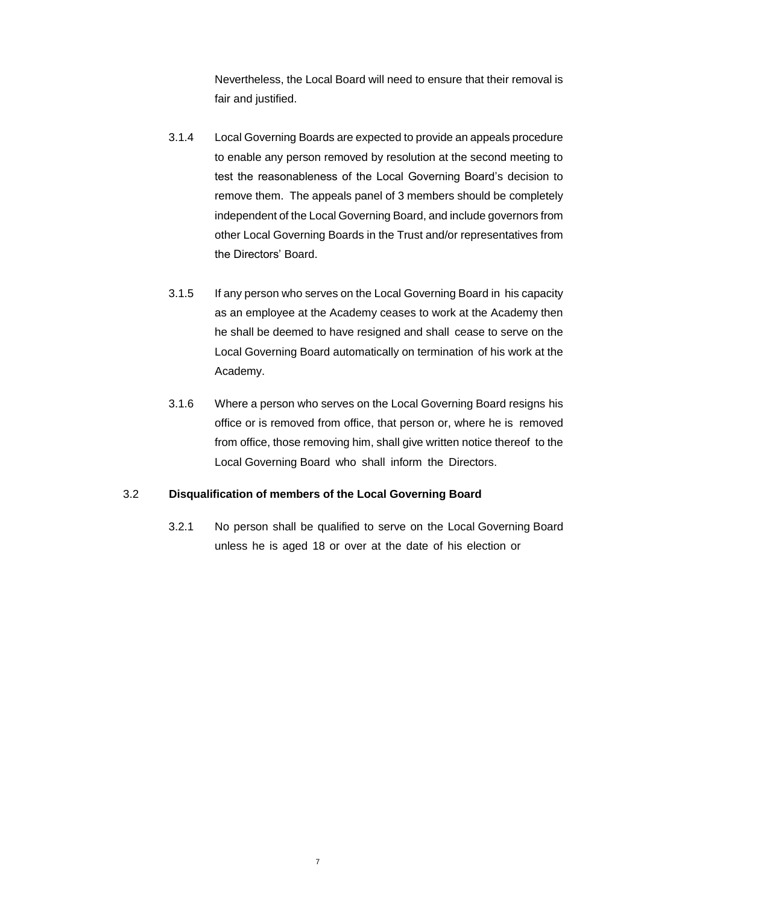Nevertheless, the Local Board will need to ensure that their removal is fair and justified.

3.1.4 Local Governing Boards are expected to provide an appeals procedure to enable any person removed by resolution at the second meeting to test the reasonableness of the Local Governing Board's decision to remove them. The appeals panel of 3 members should be completely independent of the Local Governing Board, and include governors from other Local Governing Boards in the Trust and/or representatives from the Directors' Board.

3.1.5 If any person who serves on the Local Governing Board in his capacity as an employee at the Academy ceases to work at the Academy then he shall be deemed to have resigned and shall cease to serve on the Local Governing Board automatically on termination of his work at the Academy.

3.1.6 Where a person who serves on the Local Governing Board resigns his office or is removed from office, that person or, where he is removed from office, those removing him, shall give written notice thereof to the Local Governing Board who shall inform the Directors.

3.2 **Disqualification of members of the Local Governing Board**

3.2.1 No person shall be qualified to serve on the Local Governing Board unless he is aged 18 or over at the date of his election or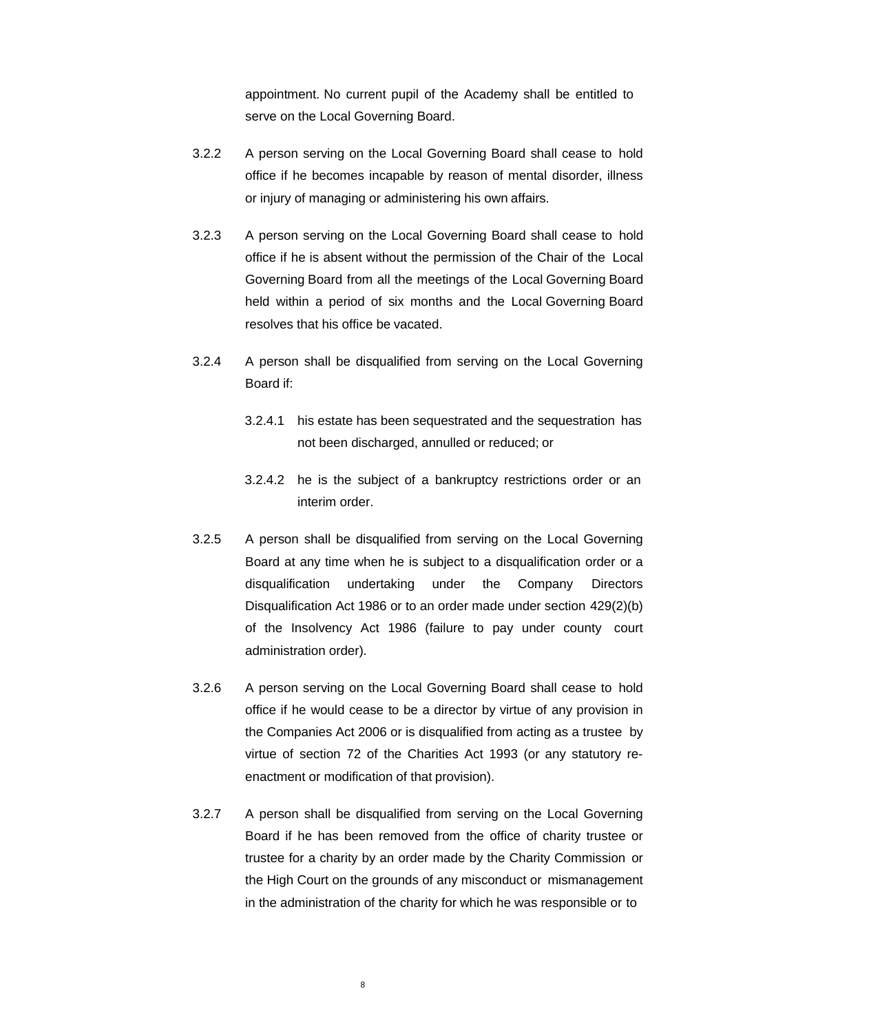appointment. No current pupil of the Academy shall be entitled to serve on the Local Governing Board.

3.2.2 A person serving on the Local Governing Board shall cease to hold office if he becomes incapable by reason of mental disorder, illness or injury of managing or administering his own affairs.

3.2.3 A person serving on the Local Governing Board shall cease to hold office if he is absent without the permission of the Chair of the Local Governing Board from all the meetings of the Local Governing Board held within a period of six months and the Local Governing Board resolves that his office be vacated.

3.2.4 A person shall be disqualified from serving on the Local Governing Board if:

3.2.4.1 his estate has been sequestrated and the sequestration has not been discharged, annulled or reduced; or

3.2.4.2 he is the subject of a bankruptcy restrictions order or an interim order.

3.2.5 A person shall be disqualified from serving on the Local Governing Board at any time when he is subject to a disqualification order or a disqualification undertaking under the Company Directors Disqualification Act 1986 or to an order made under section 429(2)(b) of the Insolvency Act 1986 (failure to pay under county court administration order).

3.2.6 A person serving on the Local Governing Board shall cease to hold office if he would cease to be a director by virtue of any provision in the Companies Act 2006 or is disqualified from acting as a trustee by virtue of section 72 of the Charities Act 1993 (or any statutory re-enactment or modification of that provision).

3.2.7 A person shall be disqualified from serving on the Local Governing Board if he has been removed from the office of charity trustee or trustee for a charity by an order made by the Charity Commission or the High Court on the grounds of any misconduct or mismanagement in the administration of the charity for which he was responsible or to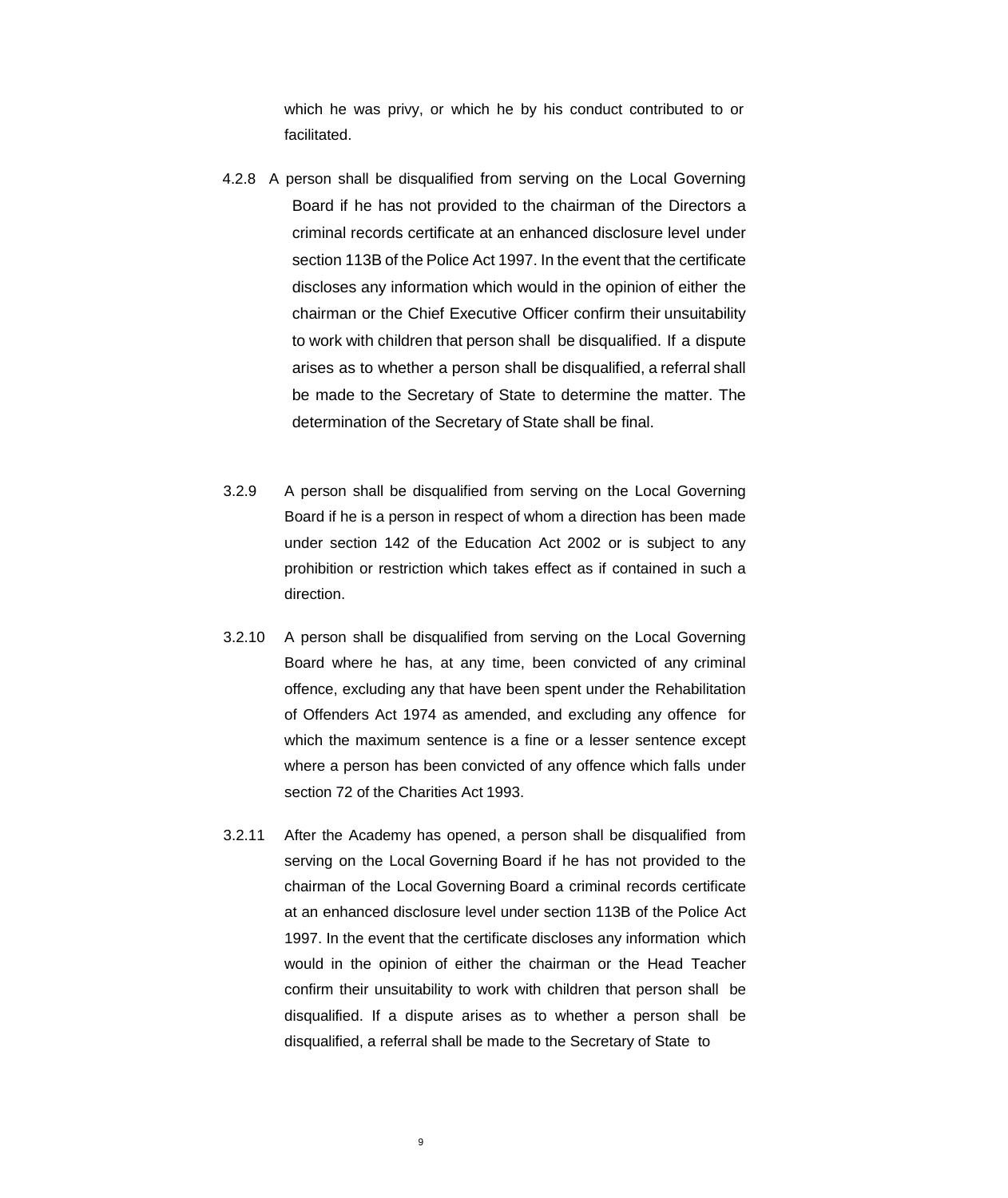which he was privy, or which he by his conduct contributed to or facilitated.

4.2.8 A person shall be disqualified from serving on the Local Governing Board if he has not provided to the chairman of the Directors a criminal records certificate at an enhanced disclosure level under section 113B of the Police Act 1997. In the event that the certificate discloses any information which would in the opinion of either the chairman or the Chief Executive Officer confirm their unsuitability to work with children that person shall be disqualified. If a dispute arises as to whether a person shall be disqualified, a referral shall be made to the Secretary of State to determine the matter. The determination of the Secretary of State shall be final.

3.2.9 A person shall be disqualified from serving on the Local Governing Board if he is a person in respect of whom a direction has been made under section 142 of the Education Act 2002 or is subject to any prohibition or restriction which takes effect as if contained in such a direction.

3.2.10 A person shall be disqualified from serving on the Local Governing Board where he has, at any time, been convicted of any criminal offence, excluding any that have been spent under the Rehabilitation of Offenders Act 1974 as amended, and excluding any offence for which the maximum sentence is a fine or a lesser sentence except where a person has been convicted of any offence which falls under section 72 of the Charities Act 1993.

3.2.11 After the Academy has opened, a person shall be disqualified from serving on the Local Governing Board if he has not provided to the chairman of the Local Governing Board a criminal records certificate at an enhanced disclosure level under section 113B of the Police Act 1997. In the event that the certificate discloses any information which would in the opinion of either the chairman or the Head Teacher confirm their unsuitability to work with children that person shall be disqualified. If a dispute arises as to whether a person shall be disqualified, a referral shall be made to the Secretary of State to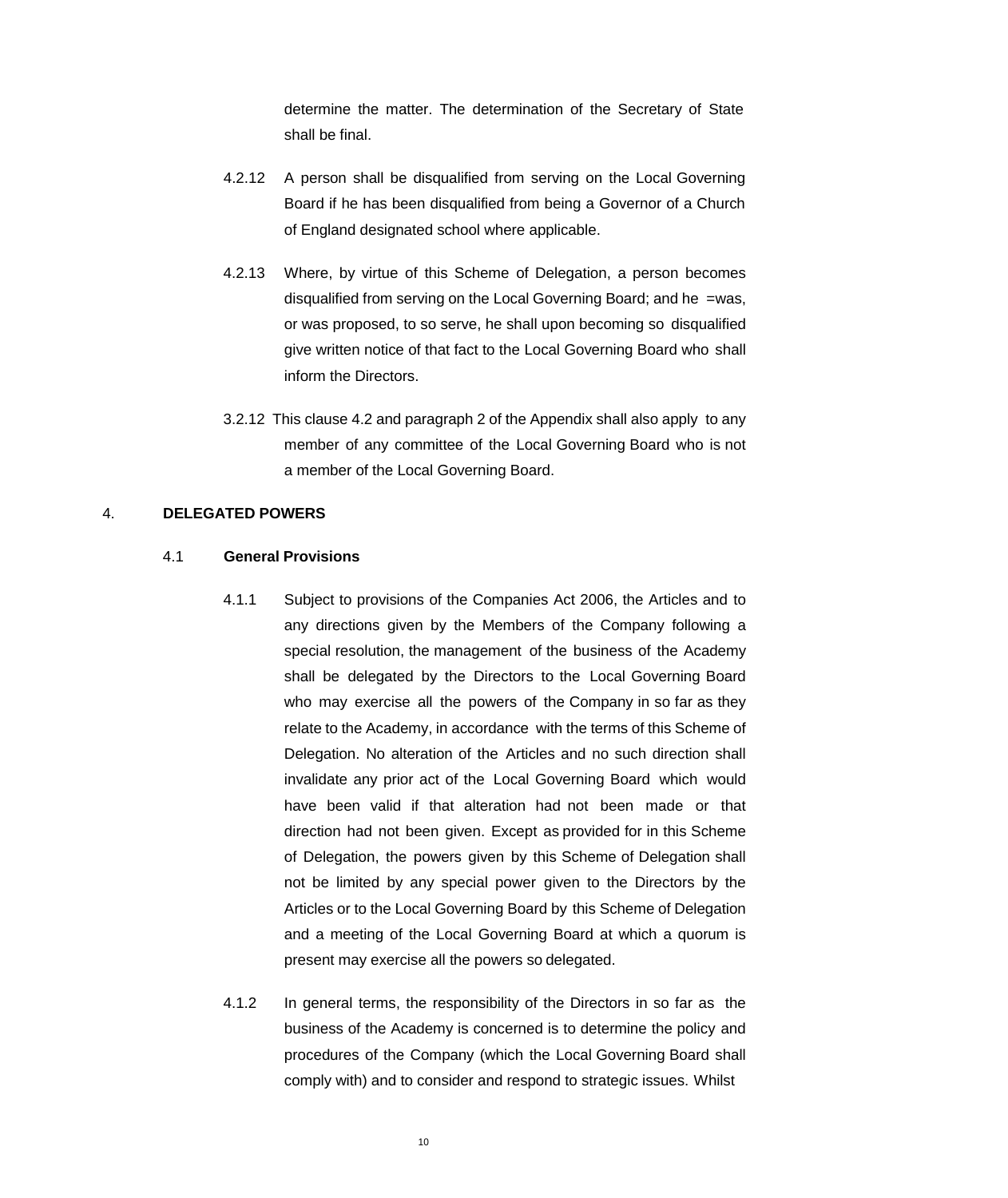determine the matter. The determination of the Secretary of State shall be final.

4.2.12 A person shall be disqualified from serving on the Local Governing Board if he has been disqualified from being a Governor of a Church of England designated school where applicable.

4.2.13 Where, by virtue of this Scheme of Delegation, a person becomes disqualified from serving on the Local Governing Board; and he =was, or was proposed, to so serve, he shall upon becoming so disqualified give written notice of that fact to the Local Governing Board who shall inform the Directors.

3.2.12 This clause 4.2 and paragraph 2 of the Appendix shall also apply to any member of any committee of the Local Governing Board who is not a member of the Local Governing Board.

## 4. DELEGATED POWERS

### 4.1 General Provisions

4.1.1 Subject to provisions of the Companies Act 2006, the Articles and to any directions given by the Members of the Company following a special resolution, the management of the business of the Academy shall be delegated by the Directors to the Local Governing Board who may exercise all the powers of the Company in so far as they relate to the Academy, in accordance with the terms of this Scheme of Delegation. No alteration of the Articles and no such direction shall invalidate any prior act of the Local Governing Board which would have been valid if that alteration had not been made or that direction had not been given. Except as provided for in this Scheme of Delegation, the powers given by this Scheme of Delegation shall not be limited by any special power given to the Directors by the Articles or to the Local Governing Board by this Scheme of Delegation and a meeting of the Local Governing Board at which a quorum is present may exercise all the powers so delegated.

4.1.2 In general terms, the responsibility of the Directors in so far as the business of the Academy is concerned is to determine the policy and procedures of the Company (which the Local Governing Board shall comply with) and to consider and respond to strategic issues. Whilst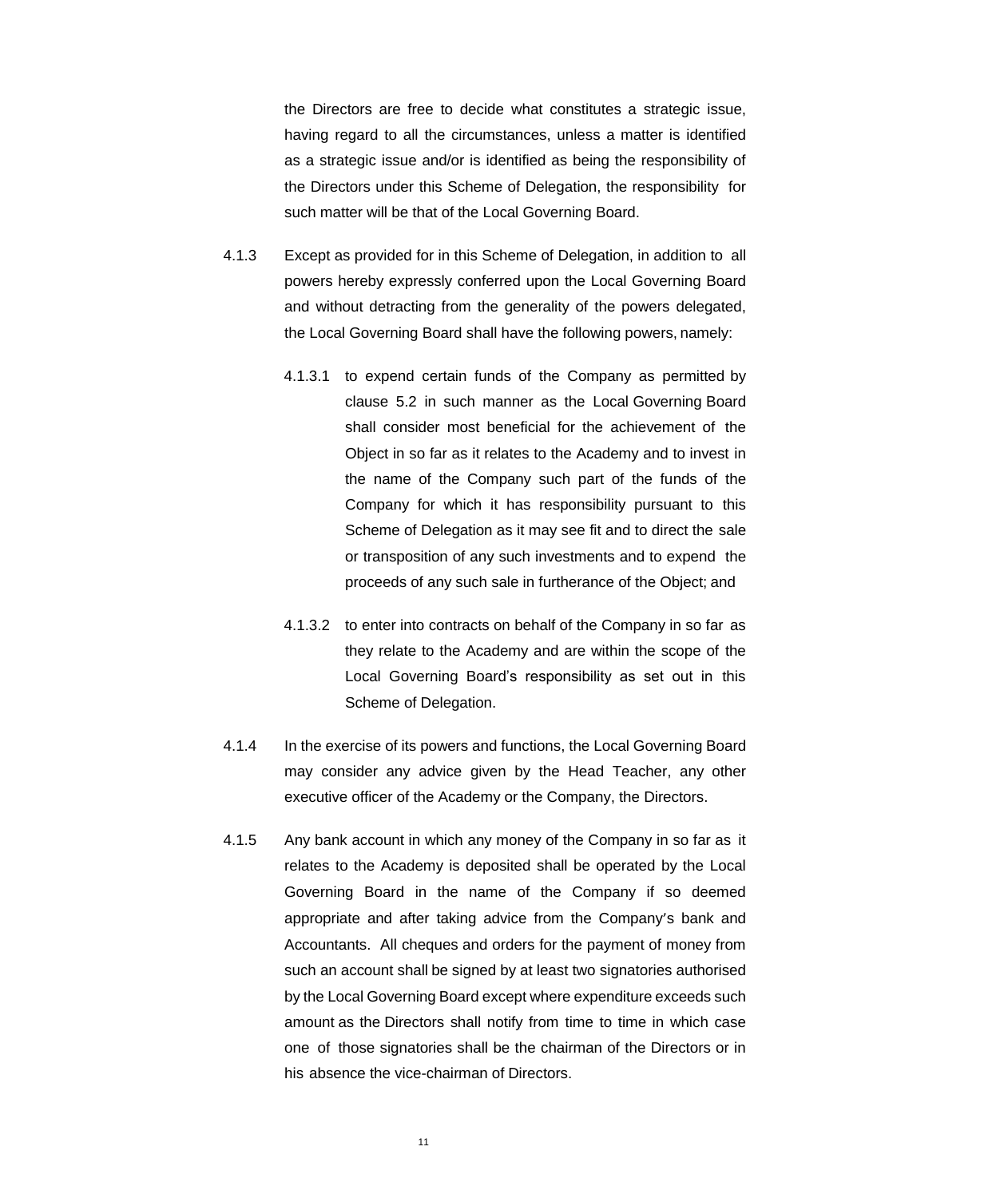the Directors are free to decide what constitutes a strategic issue, having regard to all the circumstances, unless a matter is identified as a strategic issue and/or is identified as being the responsibility of the Directors under this Scheme of Delegation, the responsibility for such matter will be that of the Local Governing Board.

4.1.3 Except as provided for in this Scheme of Delegation, in addition to all powers hereby expressly conferred upon the Local Governing Board and without detracting from the generality of the powers delegated, the Local Governing Board shall have the following powers, namely:

4.1.3.1 to expend certain funds of the Company as permitted by clause 5.2 in such manner as the Local Governing Board shall consider most beneficial for the achievement of the Object in so far as it relates to the Academy and to invest in the name of the Company such part of the funds of the Company for which it has responsibility pursuant to this Scheme of Delegation as it may see fit and to direct the sale or transposition of any such investments and to expend the proceeds of any such sale in furtherance of the Object; and

4.1.3.2 to enter into contracts on behalf of the Company in so far as they relate to the Academy and are within the scope of the Local Governing Board's responsibility as set out in this Scheme of Delegation.

4.1.4 In the exercise of its powers and functions, the Local Governing Board may consider any advice given by the Head Teacher, any other executive officer of the Academy or the Company, the Directors.

4.1.5 Any bank account in which any money of the Company in so far as it relates to the Academy is deposited shall be operated by the Local Governing Board in the name of the Company if so deemed appropriate and after taking advice from the Company's bank and Accountants. All cheques and orders for the payment of money from such an account shall be signed by at least two signatories authorised by the Local Governing Board except where expenditure exceeds such amount as the Directors shall notify from time to time in which case one of those signatories shall be the chairman of the Directors or in his absence the vice-chairman of Directors.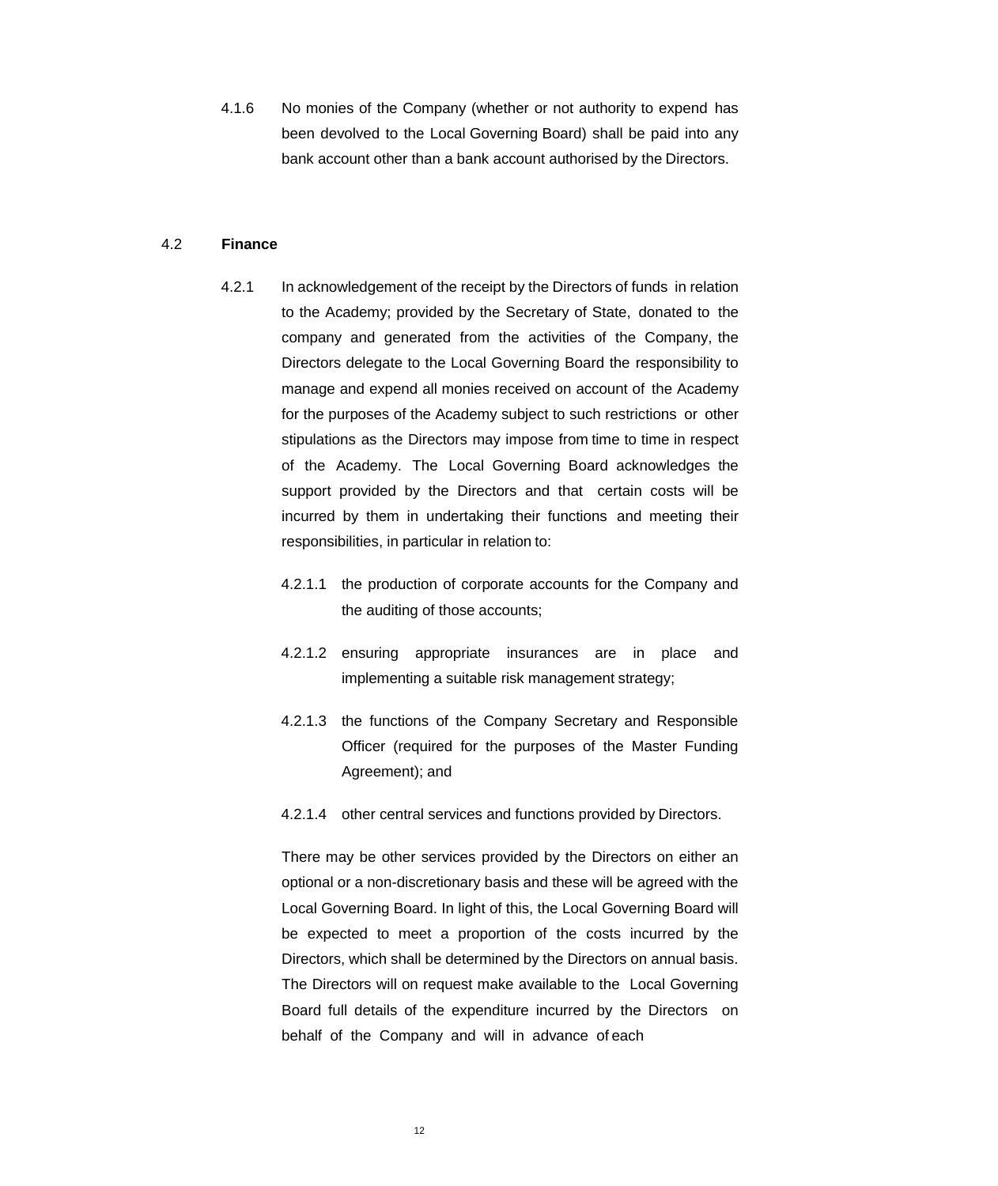4.1.6 No monies of the Company (whether or not authority to expend has been devolved to the Local Governing Board) shall be paid into any bank account other than a bank account authorised by the Directors.

4.2 **Finance**

4.2.1 In acknowledgement of the receipt by the Directors of funds in relation to the Academy; provided by the Secretary of State, donated to the company and generated from the activities of the Company, the Directors delegate to the Local Governing Board the responsibility to manage and expend all monies received on account of the Academy for the purposes of the Academy subject to such restrictions or other stipulations as the Directors may impose from time to time in respect of the Academy. The Local Governing Board acknowledges the support provided by the Directors and that certain costs will be incurred by them in undertaking their functions and meeting their responsibilities, in particular in relation to:

4.2.1.1 the production of corporate accounts for the Company and the auditing of those accounts;

4.2.1.2 ensuring appropriate insurances are in place and implementing a suitable risk management strategy;

4.2.1.3 the functions of the Company Secretary and Responsible Officer (required for the purposes of the Master Funding Agreement); and

4.2.1.4 other central services and functions provided by Directors.

There may be other services provided by the Directors on either an optional or a non-discretionary basis and these will be agreed with the Local Governing Board. In light of this, the Local Governing Board will be expected to meet a proportion of the costs incurred by the Directors, which shall be determined by the Directors on annual basis. The Directors will on request make available to the Local Governing Board full details of the expenditure incurred by the Directors on behalf of the Company and will in advance of each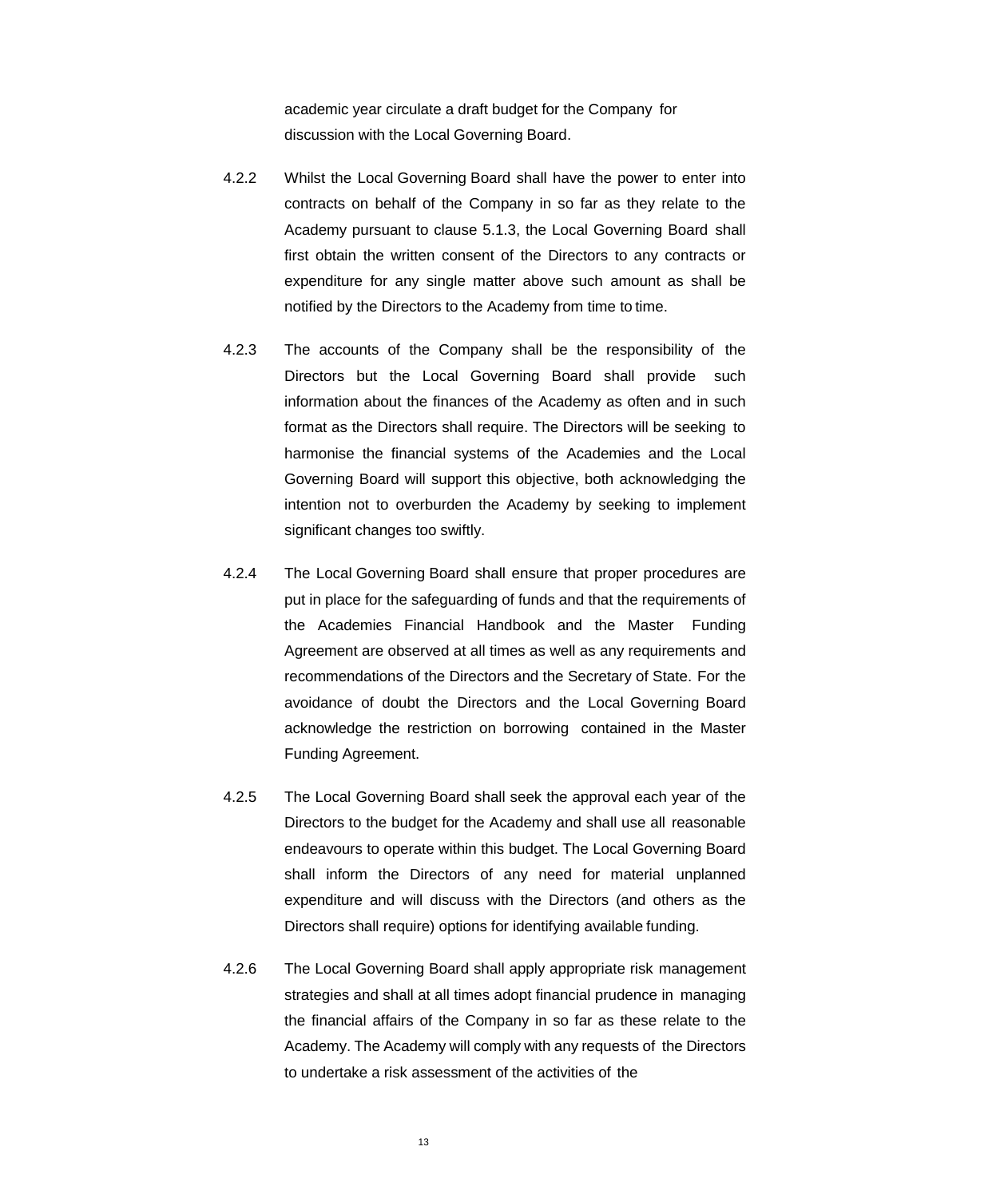academic year circulate a draft budget for the Company for discussion with the Local Governing Board.

4.2.2 Whilst the Local Governing Board shall have the power to enter into contracts on behalf of the Company in so far as they relate to the Academy pursuant to clause 5.1.3, the Local Governing Board shall first obtain the written consent of the Directors to any contracts or expenditure for any single matter above such amount as shall be notified by the Directors to the Academy from time to time.

4.2.3 The accounts of the Company shall be the responsibility of the Directors but the Local Governing Board shall provide such information about the finances of the Academy as often and in such format as the Directors shall require. The Directors will be seeking to harmonise the financial systems of the Academies and the Local Governing Board will support this objective, both acknowledging the intention not to overburden the Academy by seeking to implement significant changes too swiftly.

4.2.4 The Local Governing Board shall ensure that proper procedures are put in place for the safeguarding of funds and that the requirements of the Academies Financial Handbook and the Master Funding Agreement are observed at all times as well as any requirements and recommendations of the Directors and the Secretary of State. For the avoidance of doubt the Directors and the Local Governing Board acknowledge the restriction on borrowing contained in the Master Funding Agreement.

4.2.5 The Local Governing Board shall seek the approval each year of the Directors to the budget for the Academy and shall use all reasonable endeavours to operate within this budget. The Local Governing Board shall inform the Directors of any need for material unplanned expenditure and will discuss with the Directors (and others as the Directors shall require) options for identifying available funding.

4.2.6 The Local Governing Board shall apply appropriate risk management strategies and shall at all times adopt financial prudence in managing the financial affairs of the Company in so far as these relate to the Academy. The Academy will comply with any requests of the Directors to undertake a risk assessment of the activities of the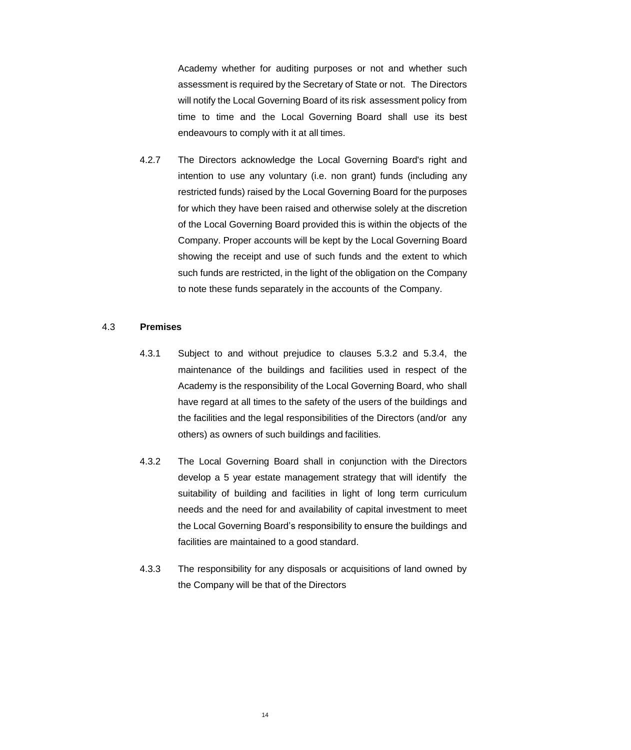Academy whether for auditing purposes or not and whether such assessment is required by the Secretary of State or not. The Directors will notify the Local Governing Board of its risk assessment policy from time to time and the Local Governing Board shall use its best endeavours to comply with it at all times.

4.2.7 The Directors acknowledge the Local Governing Board's right and intention to use any voluntary (i.e. non grant) funds (including any restricted funds) raised by the Local Governing Board for the purposes for which they have been raised and otherwise solely at the discretion of the Local Governing Board provided this is within the objects of the Company. Proper accounts will be kept by the Local Governing Board showing the receipt and use of such funds and the extent to which such funds are restricted, in the light of the obligation on the Company to note these funds separately in the accounts of the Company.

4.3 **Premises**

4.3.1 Subject to and without prejudice to clauses 5.3.2 and 5.3.4, the maintenance of the buildings and facilities used in respect of the Academy is the responsibility of the Local Governing Board, who shall have regard at all times to the safety of the users of the buildings and the facilities and the legal responsibilities of the Directors (and/or any others) as owners of such buildings and facilities.

4.3.2 The Local Governing Board shall in conjunction with the Directors develop a 5 year estate management strategy that will identify the suitability of building and facilities in light of long term curriculum needs and the need for and availability of capital investment to meet the Local Governing Board’s responsibility to ensure the buildings and facilities are maintained to a good standard.

4.3.3 The responsibility for any disposals or acquisitions of land owned by the Company will be that of the Directors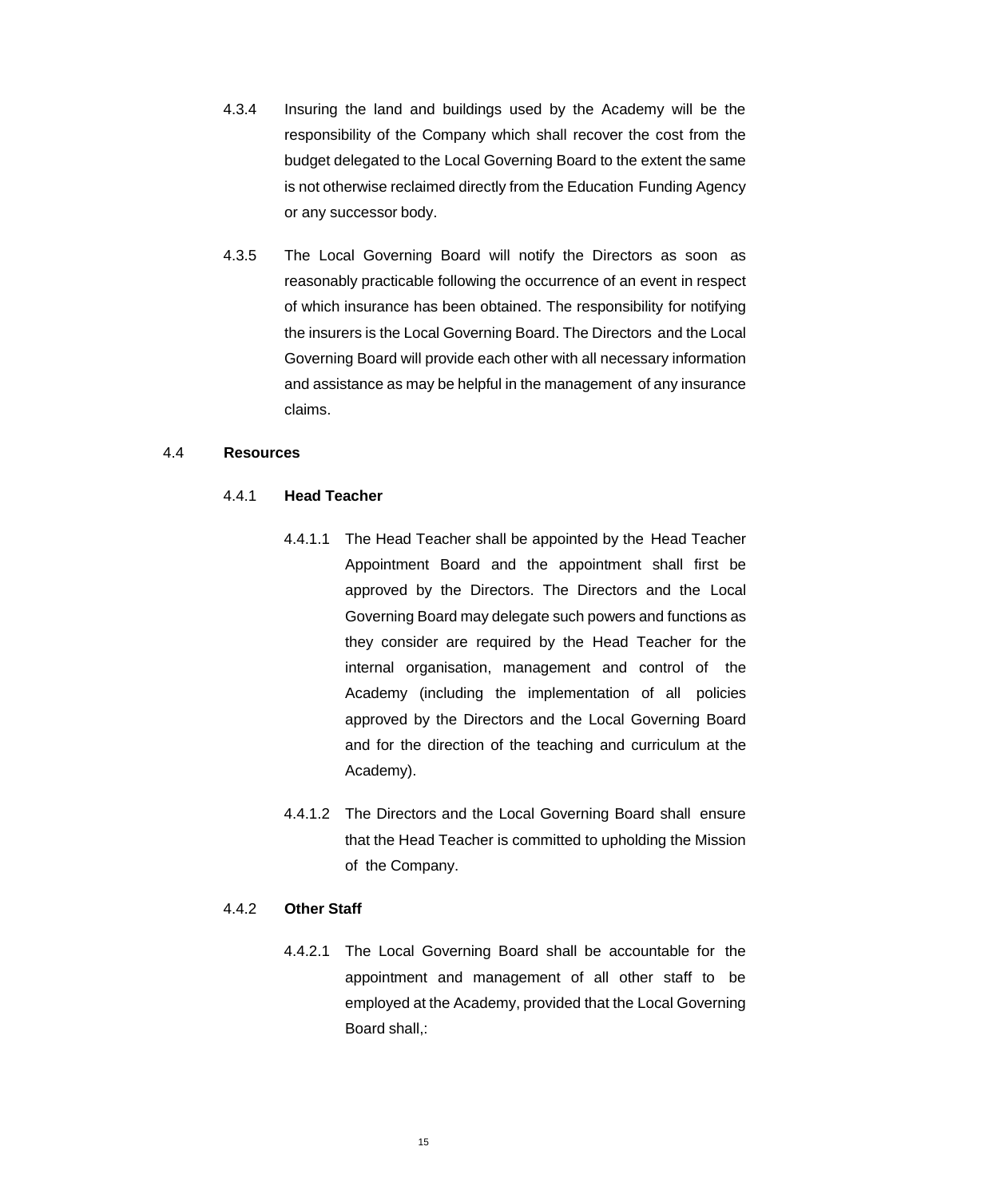4.3.4 Insuring the land and buildings used by the Academy will be the responsibility of the Company which shall recover the cost from the budget delegated to the Local Governing Board to the extent the same is not otherwise reclaimed directly from the Education Funding Agency or any successor body.

4.3.5 The Local Governing Board will notify the Directors as soon as reasonably practicable following the occurrence of an event in respect of which insurance has been obtained. The responsibility for notifying the insurers is the Local Governing Board. The Directors and the Local Governing Board will provide each other with all necessary information and assistance as may be helpful in the management of any insurance claims.

4.4 **Resources**

4.4.1 **Head Teacher**

4.4.1.1 The Head Teacher shall be appointed by the Head Teacher Appointment Board and the appointment shall first be approved by the Directors. The Directors and the Local Governing Board may delegate such powers and functions as they consider are required by the Head Teacher for the internal organisation, management and control of the Academy (including the implementation of all policies approved by the Directors and the Local Governing Board and for the direction of the teaching and curriculum at the Academy).

4.4.1.2 The Directors and the Local Governing Board shall ensure that the Head Teacher is committed to upholding the Mission of the Company.

4.4.2 **Other Staff**

4.4.2.1 The Local Governing Board shall be accountable for the appointment and management of all other staff to be employed at the Academy, provided that the Local Governing Board shall,: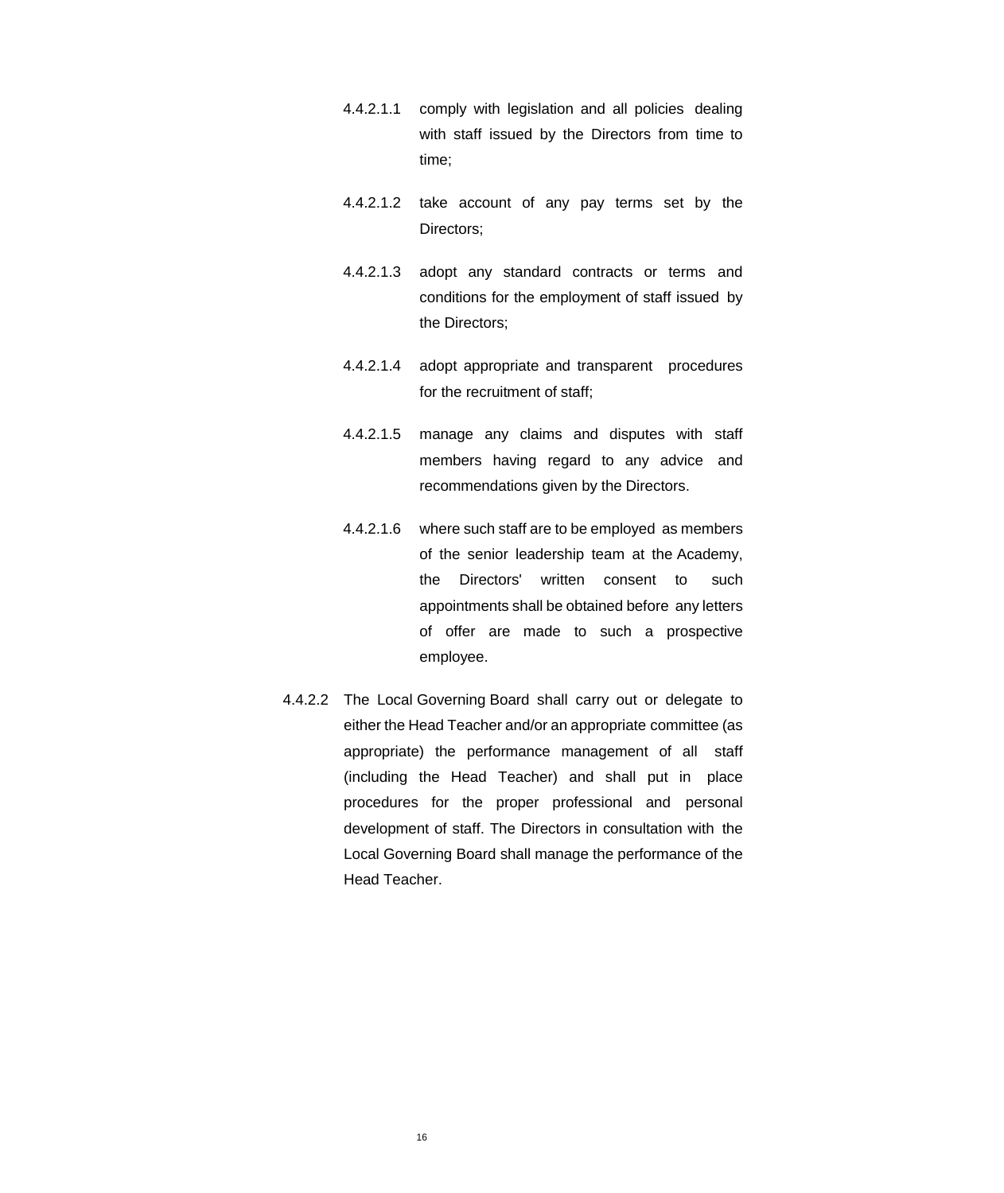4.4.2.1.1 comply with legislation and all policies dealing with staff issued by the Directors from time to time;

4.4.2.1.2 take account of any pay terms set by the Directors;

4.4.2.1.3 adopt any standard contracts or terms and conditions for the employment of staff issued by the Directors;

4.4.2.1.4 adopt appropriate and transparent procedures for the recruitment of staff;

4.4.2.1.5 manage any claims and disputes with staff members having regard to any advice and recommendations given by the Directors.

4.4.2.1.6 where such staff are to be employed as members of the senior leadership team at the Academy, the Directors' written consent to such appointments shall be obtained before any letters of offer are made to such a prospective employee.

4.4.2.2 The Local Governing Board shall carry out or delegate to either the Head Teacher and/or an appropriate committee (as appropriate) the performance management of all staff (including the Head Teacher) and shall put in place procedures for the proper professional and personal development of staff. The Directors in consultation with the Local Governing Board shall manage the performance of the Head Teacher.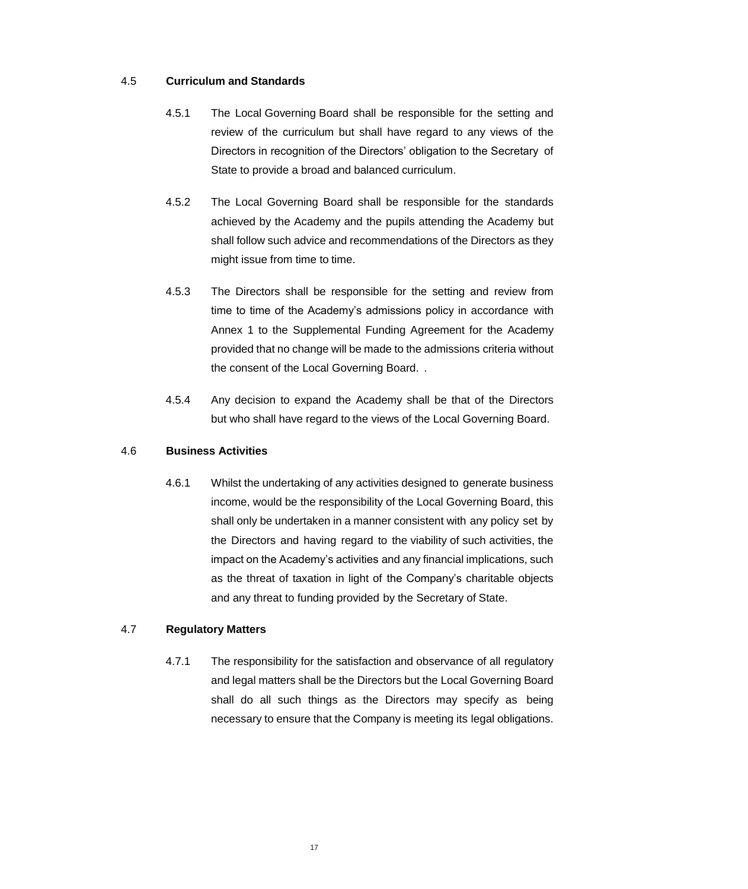### 4.5 Curriculum and Standards

4.5.1 The Local Governing Board shall be responsible for the setting and review of the curriculum but shall have regard to any views of the Directors in recognition of the Directors' obligation to the Secretary of State to provide a broad and balanced curriculum.

4.5.2 The Local Governing Board shall be responsible for the standards achieved by the Academy and the pupils attending the Academy but shall follow such advice and recommendations of the Directors as they might issue from time to time.

4.5.3 The Directors shall be responsible for the setting and review from time to time of the Academy's admissions policy in accordance with Annex 1 to the Supplemental Funding Agreement for the Academy provided that no change will be made to the admissions criteria without the consent of the Local Governing Board. .

4.5.4 Any decision to expand the Academy shall be that of the Directors but who shall have regard to the views of the Local Governing Board.

### 4.6 Business Activities

4.6.1 Whilst the undertaking of any activities designed to generate business income, would be the responsibility of the Local Governing Board, this shall only be undertaken in a manner consistent with any policy set by the Directors and having regard to the viability of such activities, the impact on the Academy's activities and any financial implications, such as the threat of taxation in light of the Company's charitable objects and any threat to funding provided by the Secretary of State.

### 4.7 Regulatory Matters

4.7.1 The responsibility for the satisfaction and observance of all regulatory and legal matters shall be the Directors but the Local Governing Board shall do all such things as the Directors may specify as being necessary to ensure that the Company is meeting its legal obligations.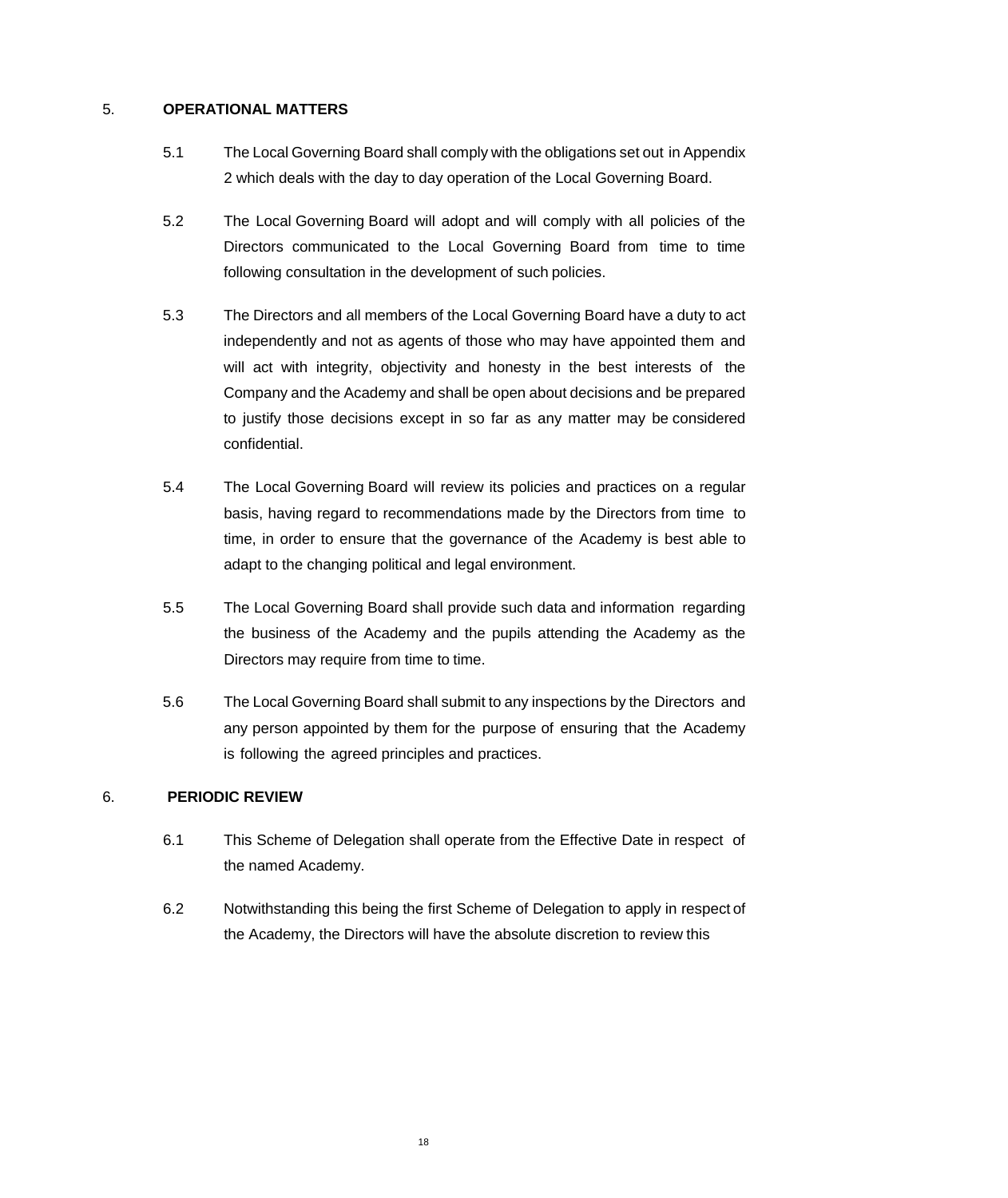## 5. OPERATIONAL MATTERS

5.1 The Local Governing Board shall comply with the obligations set out in Appendix 2 which deals with the day to day operation of the Local Governing Board.

5.2 The Local Governing Board will adopt and will comply with all policies of the Directors communicated to the Local Governing Board from time to time following consultation in the development of such policies.

5.3 The Directors and all members of the Local Governing Board have a duty to act independently and not as agents of those who may have appointed them and will act with integrity, objectivity and honesty in the best interests of the Company and the Academy and shall be open about decisions and be prepared to justify those decisions except in so far as any matter may be considered confidential.

5.4 The Local Governing Board will review its policies and practices on a regular basis, having regard to recommendations made by the Directors from time to time, in order to ensure that the governance of the Academy is best able to adapt to the changing political and legal environment.

5.5 The Local Governing Board shall provide such data and information regarding the business of the Academy and the pupils attending the Academy as the Directors may require from time to time.

5.6 The Local Governing Board shall submit to any inspections by the Directors and any person appointed by them for the purpose of ensuring that the Academy is following the agreed principles and practices.

## 6. PERIODIC REVIEW

6.1 This Scheme of Delegation shall operate from the Effective Date in respect of the named Academy.

6.2 Notwithstanding this being the first Scheme of Delegation to apply in respect of the Academy, the Directors will have the absolute discretion to review this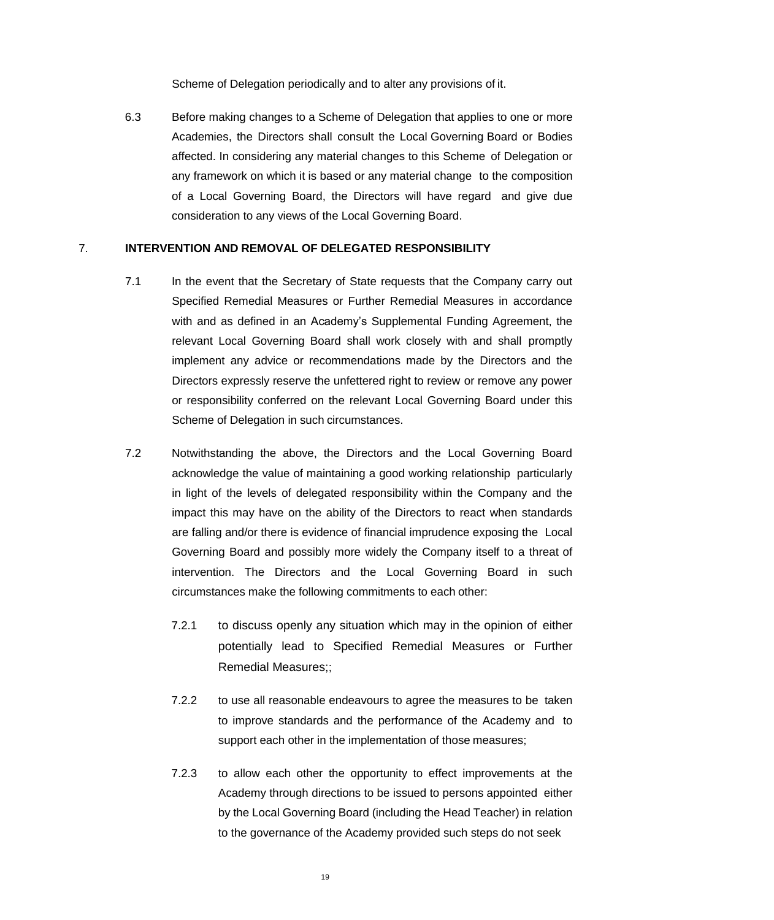Scheme of Delegation periodically and to alter any provisions of it.

6.3 Before making changes to a Scheme of Delegation that applies to one or more Academies, the Directors shall consult the Local Governing Board or Bodies affected. In considering any material changes to this Scheme of Delegation or any framework on which it is based or any material change to the composition of a Local Governing Board, the Directors will have regard and give due consideration to any views of the Local Governing Board.

## 7. INTERVENTION AND REMOVAL OF DELEGATED RESPONSIBILITY

7.1 In the event that the Secretary of State requests that the Company carry out Specified Remedial Measures or Further Remedial Measures in accordance with and as defined in an Academy's Supplemental Funding Agreement, the relevant Local Governing Board shall work closely with and shall promptly implement any advice or recommendations made by the Directors and the Directors expressly reserve the unfettered right to review or remove any power or responsibility conferred on the relevant Local Governing Board under this Scheme of Delegation in such circumstances.

7.2 Notwithstanding the above, the Directors and the Local Governing Board acknowledge the value of maintaining a good working relationship particularly in light of the levels of delegated responsibility within the Company and the impact this may have on the ability of the Directors to react when standards are falling and/or there is evidence of financial imprudence exposing the Local Governing Board and possibly more widely the Company itself to a threat of intervention. The Directors and the Local Governing Board in such circumstances make the following commitments to each other:

7.2.1 to discuss openly any situation which may in the opinion of either potentially lead to Specified Remedial Measures or Further Remedial Measures;;

7.2.2 to use all reasonable endeavours to agree the measures to be taken to improve standards and the performance of the Academy and to support each other in the implementation of those measures;

7.2.3 to allow each other the opportunity to effect improvements at the Academy through directions to be issued to persons appointed either by the Local Governing Board (including the Head Teacher) in relation to the governance of the Academy provided such steps do not seek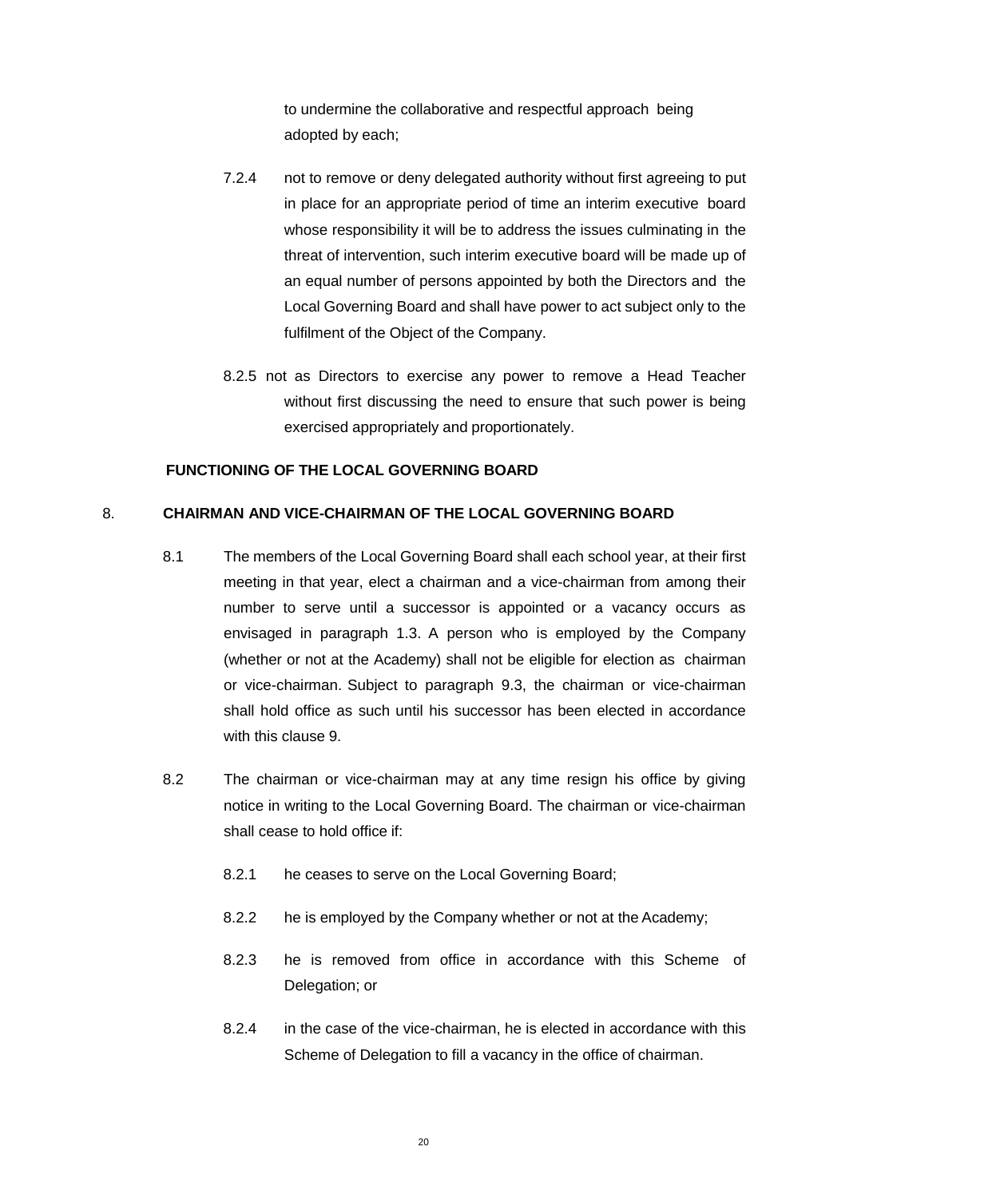to undermine the collaborative and respectful approach being adopted by each;

7.2.4 not to remove or deny delegated authority without first agreeing to put in place for an appropriate period of time an interim executive board whose responsibility it will be to address the issues culminating in the threat of intervention, such interim executive board will be made up of an equal number of persons appointed by both the Directors and the Local Governing Board and shall have power to act subject only to the fulfilment of the Object of the Company.

8.2.5 not as Directors to exercise any power to remove a Head Teacher without first discussing the need to ensure that such power is being exercised appropriately and proportionately.

**FUNCTIONING OF THE LOCAL GOVERNING BOARD**

## 8. CHAIRMAN AND VICE-CHAIRMAN OF THE LOCAL GOVERNING BOARD

8.1 The members of the Local Governing Board shall each school year, at their first meeting in that year, elect a chairman and a vice-chairman from among their number to serve until a successor is appointed or a vacancy occurs as envisaged in paragraph 1.3. A person who is employed by the Company (whether or not at the Academy) shall not be eligible for election as chairman or vice-chairman. Subject to paragraph 9.3, the chairman or vice-chairman shall hold office as such until his successor has been elected in accordance with this clause 9.

8.2 The chairman or vice-chairman may at any time resign his office by giving notice in writing to the Local Governing Board. The chairman or vice-chairman shall cease to hold office if:

8.2.1 he ceases to serve on the Local Governing Board;

8.2.2 he is employed by the Company whether or not at the Academy;

8.2.3 he is removed from office in accordance with this Scheme of Delegation; or

8.2.4 in the case of the vice-chairman, he is elected in accordance with this Scheme of Delegation to fill a vacancy in the office of chairman.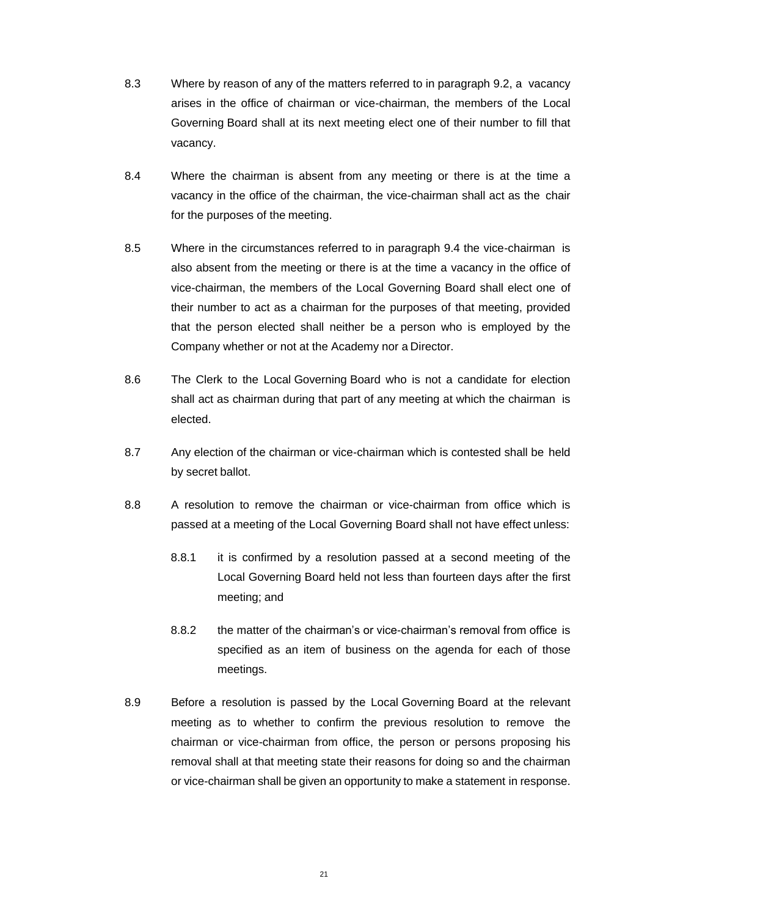8.3 Where by reason of any of the matters referred to in paragraph 9.2, a vacancy arises in the office of chairman or vice-chairman, the members of the Local Governing Board shall at its next meeting elect one of their number to fill that vacancy.

8.4 Where the chairman is absent from any meeting or there is at the time a vacancy in the office of the chairman, the vice-chairman shall act as the chair for the purposes of the meeting.

8.5 Where in the circumstances referred to in paragraph 9.4 the vice-chairman is also absent from the meeting or there is at the time a vacancy in the office of vice-chairman, the members of the Local Governing Board shall elect one of their number to act as a chairman for the purposes of that meeting, provided that the person elected shall neither be a person who is employed by the Company whether or not at the Academy nor a Director.

8.6 The Clerk to the Local Governing Board who is not a candidate for election shall act as chairman during that part of any meeting at which the chairman is elected.

8.7 Any election of the chairman or vice-chairman which is contested shall be held by secret ballot.

8.8 A resolution to remove the chairman or vice-chairman from office which is passed at a meeting of the Local Governing Board shall not have effect unless:

  8.8.1 it is confirmed by a resolution passed at a second meeting of the Local Governing Board held not less than fourteen days after the first meeting; and

  8.8.2 the matter of the chairman's or vice-chairman's removal from office is specified as an item of business on the agenda for each of those meetings.

8.9 Before a resolution is passed by the Local Governing Board at the relevant meeting as to whether to confirm the previous resolution to remove the chairman or vice-chairman from office, the person or persons proposing his removal shall at that meeting state their reasons for doing so and the chairman or vice-chairman shall be given an opportunity to make a statement in response.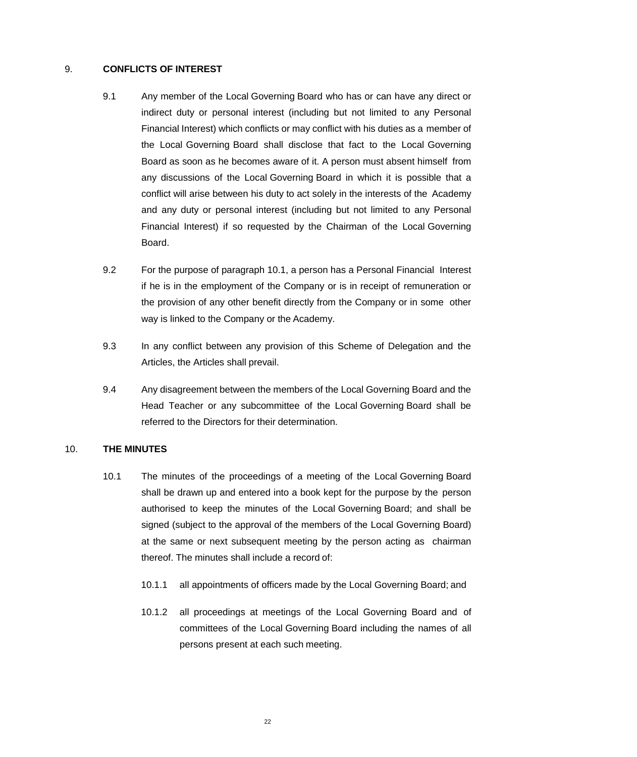## 9. CONFLICTS OF INTEREST

9.1 Any member of the Local Governing Board who has or can have any direct or indirect duty or personal interest (including but not limited to any Personal Financial Interest) which conflicts or may conflict with his duties as a member of the Local Governing Board shall disclose that fact to the Local Governing Board as soon as he becomes aware of it. A person must absent himself from any discussions of the Local Governing Board in which it is possible that a conflict will arise between his duty to act solely in the interests of the Academy and any duty or personal interest (including but not limited to any Personal Financial Interest) if so requested by the Chairman of the Local Governing Board.

9.2 For the purpose of paragraph 10.1, a person has a Personal Financial Interest if he is in the employment of the Company or is in receipt of remuneration or the provision of any other benefit directly from the Company or in some other way is linked to the Company or the Academy.

9.3 In any conflict between any provision of this Scheme of Delegation and the Articles, the Articles shall prevail.

9.4 Any disagreement between the members of the Local Governing Board and the Head Teacher or any subcommittee of the Local Governing Board shall be referred to the Directors for their determination.

## 10. THE MINUTES

10.1 The minutes of the proceedings of a meeting of the Local Governing Board shall be drawn up and entered into a book kept for the purpose by the person authorised to keep the minutes of the Local Governing Board; and shall be signed (subject to the approval of the members of the Local Governing Board) at the same or next subsequent meeting by the person acting as chairman thereof. The minutes shall include a record of:

10.1.1 all appointments of officers made by the Local Governing Board; and

10.1.2 all proceedings at meetings of the Local Governing Board and of committees of the Local Governing Board including the names of all persons present at each such meeting.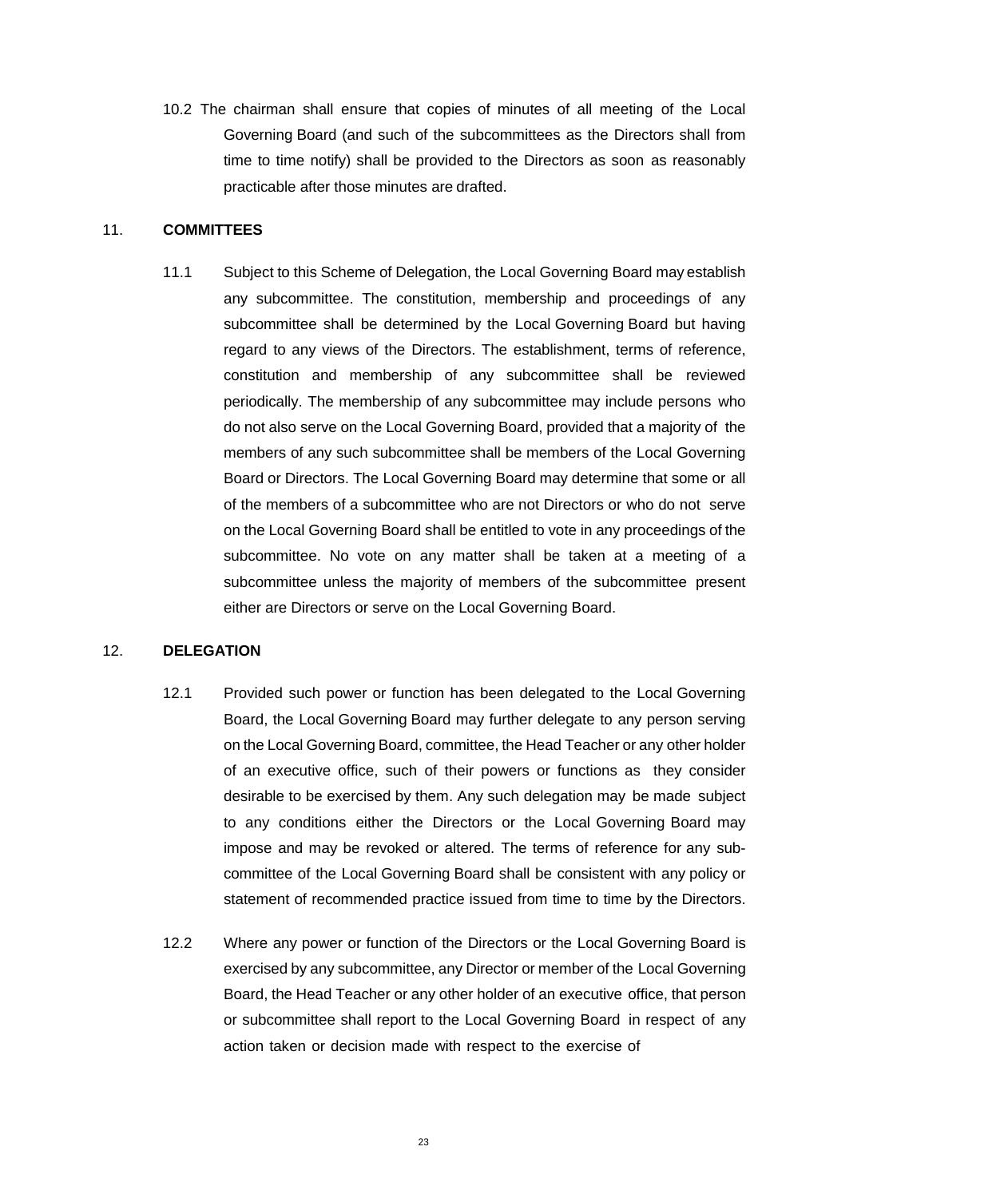10.2 The chairman shall ensure that copies of minutes of all meeting of the Local Governing Board (and such of the subcommittees as the Directors shall from time to time notify) shall be provided to the Directors as soon as reasonably practicable after those minutes are drafted.

## 11. COMMITTEES

11.1 Subject to this Scheme of Delegation, the Local Governing Board may establish any subcommittee. The constitution, membership and proceedings of any subcommittee shall be determined by the Local Governing Board but having regard to any views of the Directors. The establishment, terms of reference, constitution and membership of any subcommittee shall be reviewed periodically. The membership of any subcommittee may include persons who do not also serve on the Local Governing Board, provided that a majority of the members of any such subcommittee shall be members of the Local Governing Board or Directors. The Local Governing Board may determine that some or all of the members of a subcommittee who are not Directors or who do not serve on the Local Governing Board shall be entitled to vote in any proceedings of the subcommittee. No vote on any matter shall be taken at a meeting of a subcommittee unless the majority of members of the subcommittee present either are Directors or serve on the Local Governing Board.

## 12. DELEGATION

12.1 Provided such power or function has been delegated to the Local Governing Board, the Local Governing Board may further delegate to any person serving on the Local Governing Board, committee, the Head Teacher or any other holder of an executive office, such of their powers or functions as they consider desirable to be exercised by them. Any such delegation may be made subject to any conditions either the Directors or the Local Governing Board may impose and may be revoked or altered. The terms of reference for any sub-committee of the Local Governing Board shall be consistent with any policy or statement of recommended practice issued from time to time by the Directors.

12.2 Where any power or function of the Directors or the Local Governing Board is exercised by any subcommittee, any Director or member of the Local Governing Board, the Head Teacher or any other holder of an executive office, that person or subcommittee shall report to the Local Governing Board in respect of any action taken or decision made with respect to the exercise of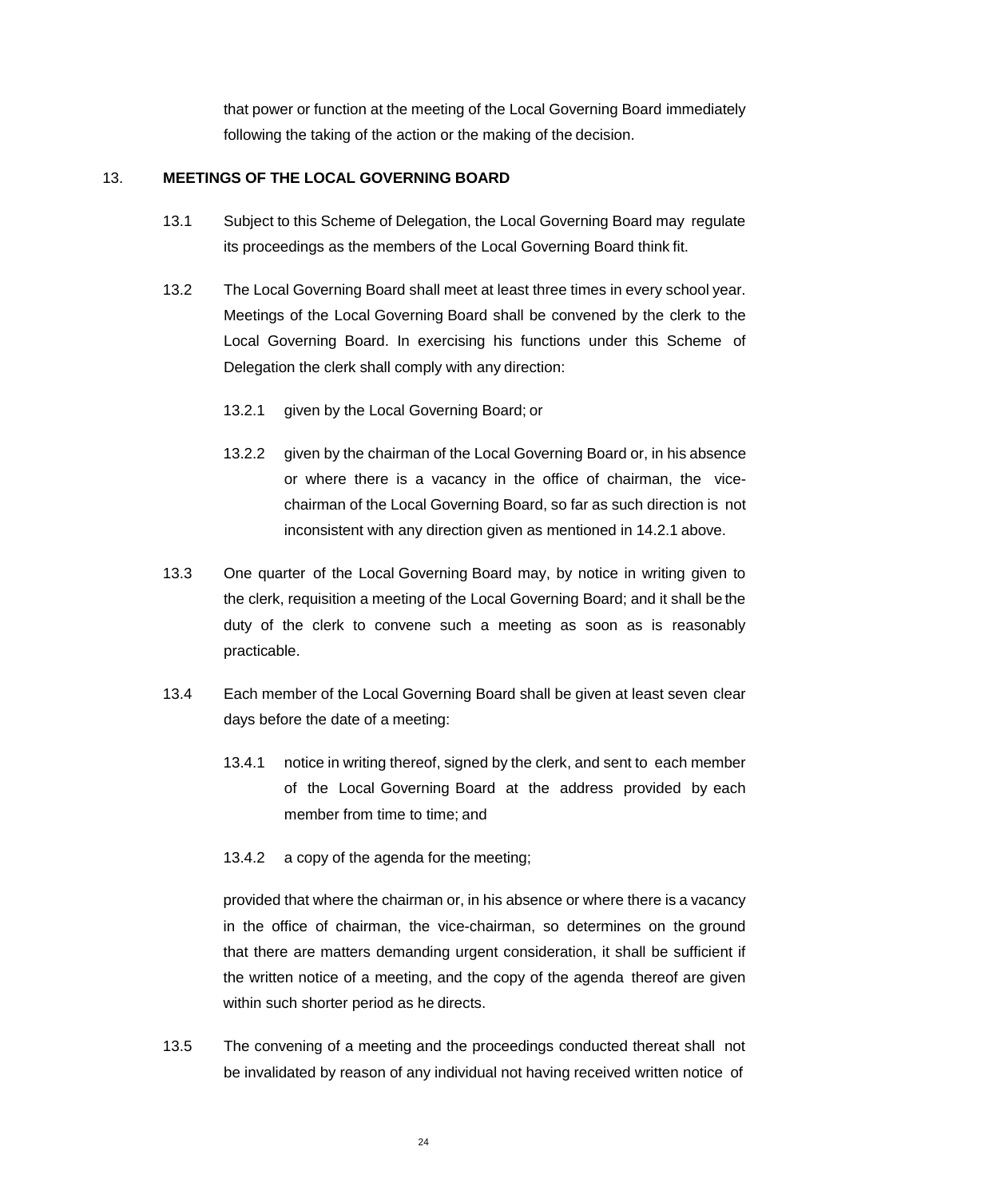that power or function at the meeting of the Local Governing Board immediately following the taking of the action or the making of the decision.

## 13. MEETINGS OF THE LOCAL GOVERNING BOARD

13.1 Subject to this Scheme of Delegation, the Local Governing Board may regulate its proceedings as the members of the Local Governing Board think fit.

13.2 The Local Governing Board shall meet at least three times in every school year. Meetings of the Local Governing Board shall be convened by the clerk to the Local Governing Board. In exercising his functions under this Scheme of Delegation the clerk shall comply with any direction:

13.2.1 given by the Local Governing Board; or

13.2.2 given by the chairman of the Local Governing Board or, in his absence or where there is a vacancy in the office of chairman, the vice-chairman of the Local Governing Board, so far as such direction is not inconsistent with any direction given as mentioned in 14.2.1 above.

13.3 One quarter of the Local Governing Board may, by notice in writing given to the clerk, requisition a meeting of the Local Governing Board; and it shall be the duty of the clerk to convene such a meeting as soon as is reasonably practicable.

13.4 Each member of the Local Governing Board shall be given at least seven clear days before the date of a meeting:

13.4.1 notice in writing thereof, signed by the clerk, and sent to each member of the Local Governing Board at the address provided by each member from time to time; and

13.4.2 a copy of the agenda for the meeting;

provided that where the chairman or, in his absence or where there is a vacancy in the office of chairman, the vice-chairman, so determines on the ground that there are matters demanding urgent consideration, it shall be sufficient if the written notice of a meeting, and the copy of the agenda thereof are given within such shorter period as he directs.

13.5 The convening of a meeting and the proceedings conducted thereat shall not be invalidated by reason of any individual not having received written notice of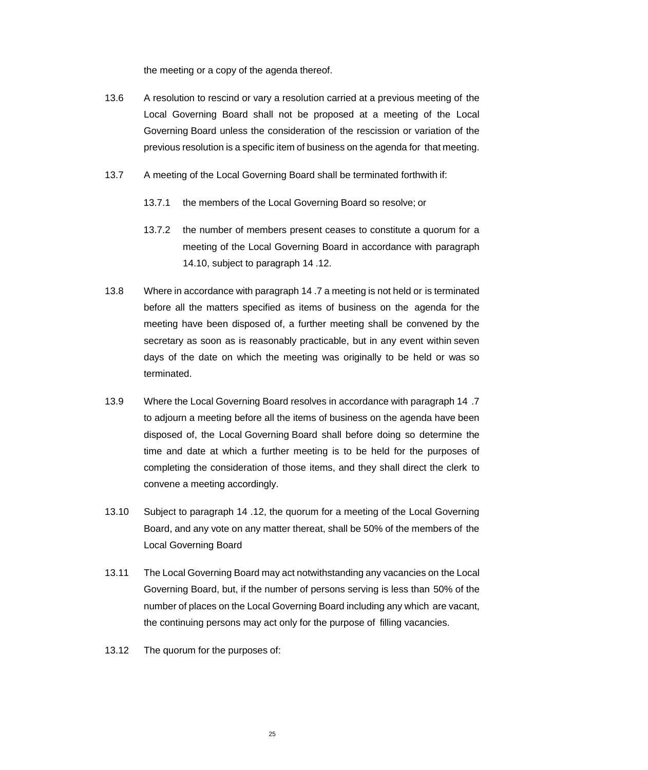the meeting or a copy of the agenda thereof.

13.6 A resolution to rescind or vary a resolution carried at a previous meeting of the Local Governing Board shall not be proposed at a meeting of the Local Governing Board unless the consideration of the rescission or variation of the previous resolution is a specific item of business on the agenda for that meeting.

13.7 A meeting of the Local Governing Board shall be terminated forthwith if:

13.7.1 the members of the Local Governing Board so resolve; or

13.7.2 the number of members present ceases to constitute a quorum for a meeting of the Local Governing Board in accordance with paragraph 14.10, subject to paragraph 14 .12.

13.8 Where in accordance with paragraph 14 .7 a meeting is not held or is terminated before all the matters specified as items of business on the agenda for the meeting have been disposed of, a further meeting shall be convened by the secretary as soon as is reasonably practicable, but in any event within seven days of the date on which the meeting was originally to be held or was so terminated.

13.9 Where the Local Governing Board resolves in accordance with paragraph 14 .7 to adjourn a meeting before all the items of business on the agenda have been disposed of, the Local Governing Board shall before doing so determine the time and date at which a further meeting is to be held for the purposes of completing the consideration of those items, and they shall direct the clerk to convene a meeting accordingly.

13.10 Subject to paragraph 14 .12, the quorum for a meeting of the Local Governing Board, and any vote on any matter thereat, shall be 50% of the members of the Local Governing Board

13.11 The Local Governing Board may act notwithstanding any vacancies on the Local Governing Board, but, if the number of persons serving is less than 50% of the number of places on the Local Governing Board including any which are vacant, the continuing persons may act only for the purpose of filling vacancies.

13.12 The quorum for the purposes of: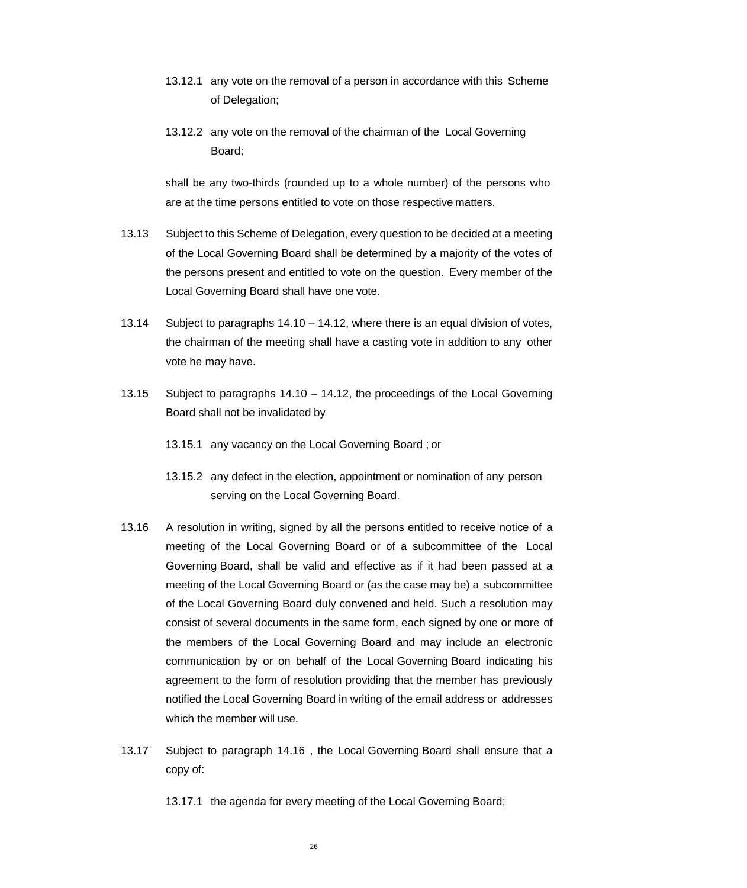13.12.1 any vote on the removal of a person in accordance with this Scheme of Delegation;

13.12.2 any vote on the removal of the chairman of the Local Governing Board;

shall be any two-thirds (rounded up to a whole number) of the persons who are at the time persons entitled to vote on those respective matters.

13.13 Subject to this Scheme of Delegation, every question to be decided at a meeting of the Local Governing Board shall be determined by a majority of the votes of the persons present and entitled to vote on the question. Every member of the Local Governing Board shall have one vote.

13.14 Subject to paragraphs 14.10 – 14.12, where there is an equal division of votes, the chairman of the meeting shall have a casting vote in addition to any other vote he may have.

13.15 Subject to paragraphs 14.10 – 14.12, the proceedings of the Local Governing Board shall not be invalidated by

13.15.1 any vacancy on the Local Governing Board ; or

13.15.2 any defect in the election, appointment or nomination of any person serving on the Local Governing Board.

13.16 A resolution in writing, signed by all the persons entitled to receive notice of a meeting of the Local Governing Board or of a subcommittee of the Local Governing Board, shall be valid and effective as if it had been passed at a meeting of the Local Governing Board or (as the case may be) a subcommittee of the Local Governing Board duly convened and held. Such a resolution may consist of several documents in the same form, each signed by one or more of the members of the Local Governing Board and may include an electronic communication by or on behalf of the Local Governing Board indicating his agreement to the form of resolution providing that the member has previously notified the Local Governing Board in writing of the email address or addresses which the member will use.

13.17 Subject to paragraph 14.16 , the Local Governing Board shall ensure that a copy of:

13.17.1 the agenda for every meeting of the Local Governing Board;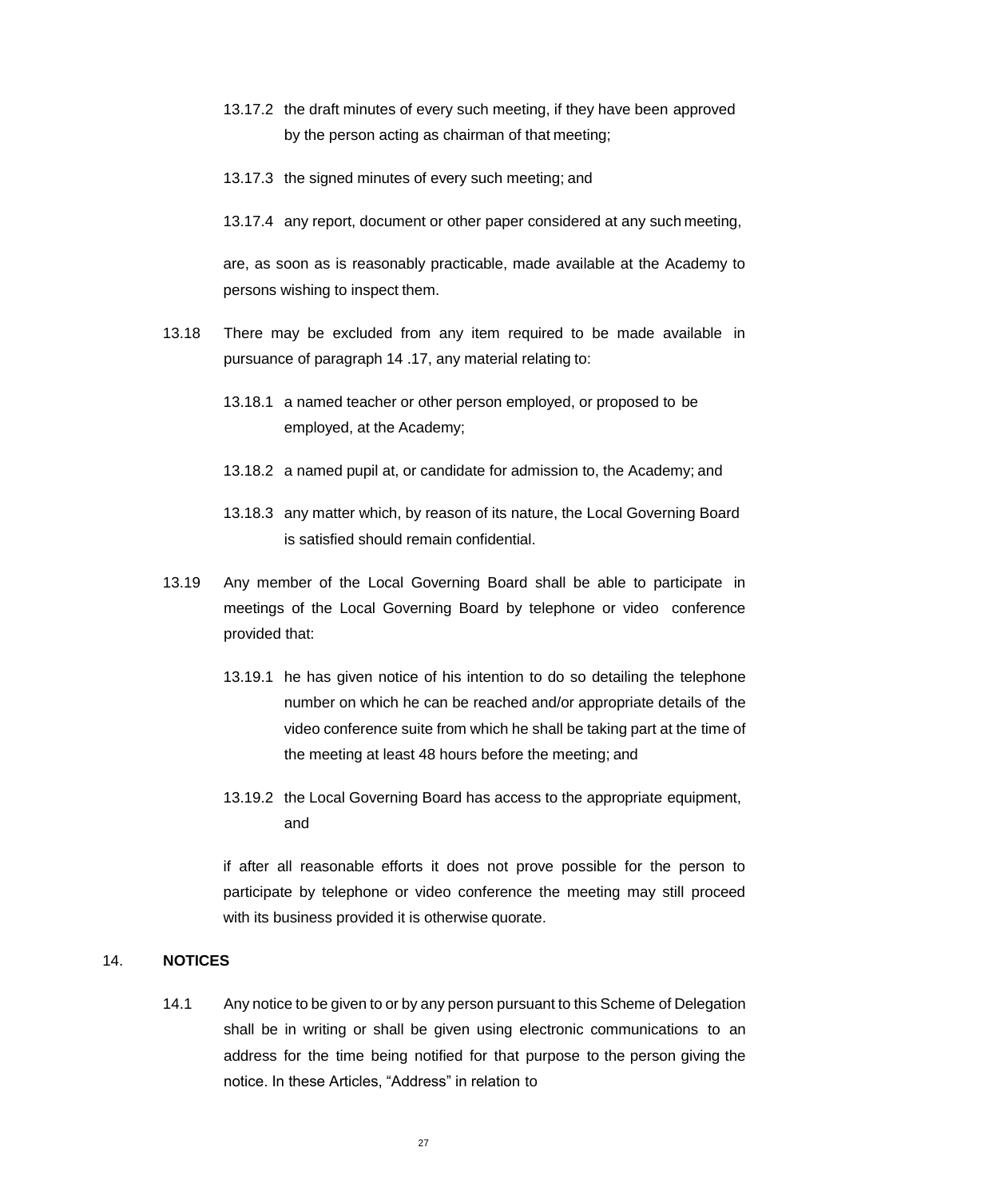13.17.2 the draft minutes of every such meeting, if they have been approved by the person acting as chairman of that meeting;

13.17.3 the signed minutes of every such meeting; and

13.17.4 any report, document or other paper considered at any such meeting,

are, as soon as is reasonably practicable, made available at the Academy to persons wishing to inspect them.

13.18 There may be excluded from any item required to be made available in pursuance of paragraph 14 .17, any material relating to:

13.18.1 a named teacher or other person employed, or proposed to be employed, at the Academy;

13.18.2 a named pupil at, or candidate for admission to, the Academy; and

13.18.3 any matter which, by reason of its nature, the Local Governing Board is satisfied should remain confidential.

13.19 Any member of the Local Governing Board shall be able to participate in meetings of the Local Governing Board by telephone or video conference provided that:

13.19.1 he has given notice of his intention to do so detailing the telephone number on which he can be reached and/or appropriate details of the video conference suite from which he shall be taking part at the time of the meeting at least 48 hours before the meeting; and

13.19.2 the Local Governing Board has access to the appropriate equipment, and

if after all reasonable efforts it does not prove possible for the person to participate by telephone or video conference the meeting may still proceed with its business provided it is otherwise quorate.

## 14. NOTICES

14.1 Any notice to be given to or by any person pursuant to this Scheme of Delegation shall be in writing or shall be given using electronic communications to an address for the time being notified for that purpose to the person giving the notice. In these Articles, "Address" in relation to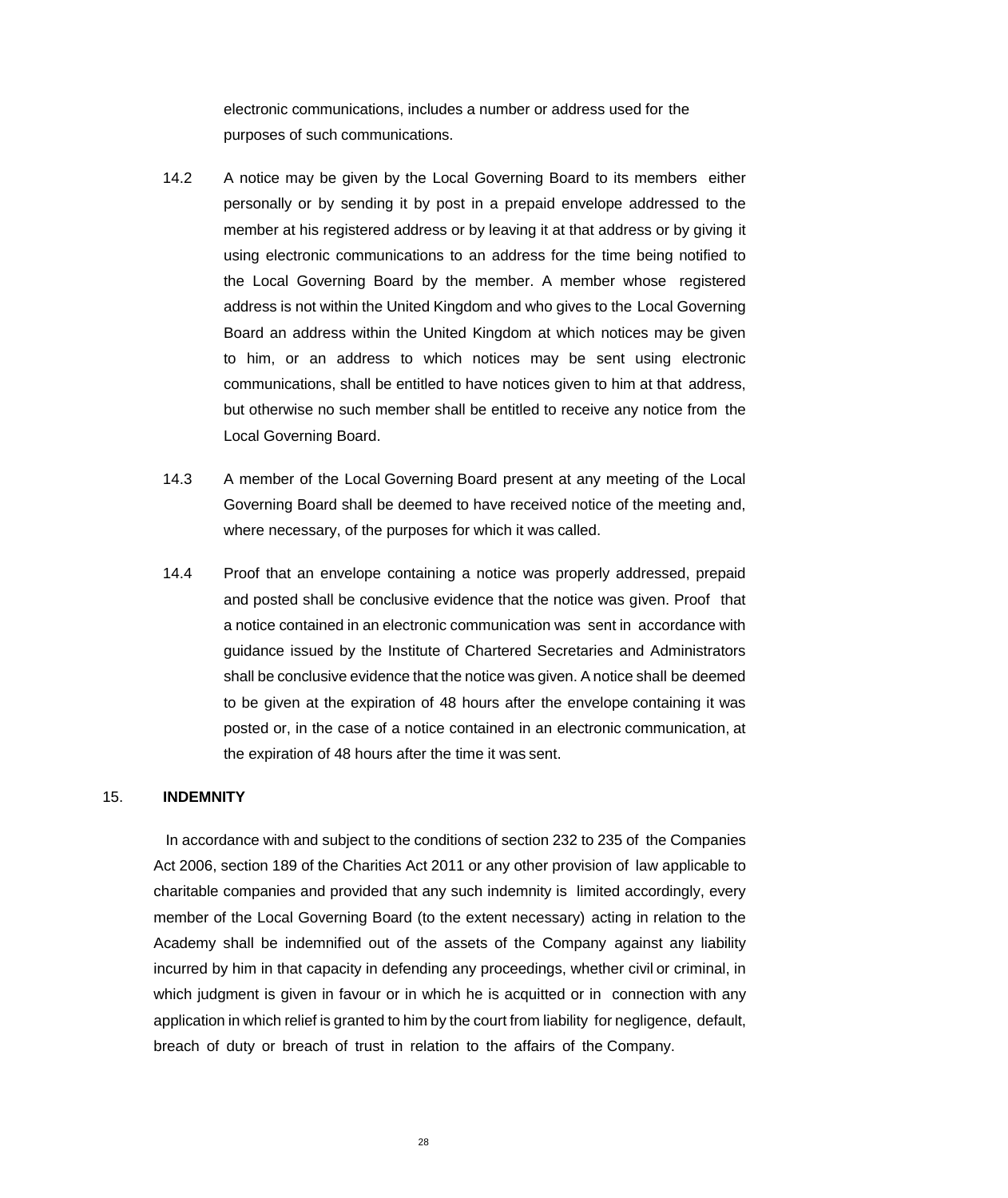electronic communications, includes a number or address used for the purposes of such communications.

14.2 A notice may be given by the Local Governing Board to its members either personally or by sending it by post in a prepaid envelope addressed to the member at his registered address or by leaving it at that address or by giving it using electronic communications to an address for the time being notified to the Local Governing Board by the member. A member whose registered address is not within the United Kingdom and who gives to the Local Governing Board an address within the United Kingdom at which notices may be given to him, or an address to which notices may be sent using electronic communications, shall be entitled to have notices given to him at that address, but otherwise no such member shall be entitled to receive any notice from the Local Governing Board.

14.3 A member of the Local Governing Board present at any meeting of the Local Governing Board shall be deemed to have received notice of the meeting and, where necessary, of the purposes for which it was called.

14.4 Proof that an envelope containing a notice was properly addressed, prepaid and posted shall be conclusive evidence that the notice was given. Proof that a notice contained in an electronic communication was sent in accordance with guidance issued by the Institute of Chartered Secretaries and Administrators shall be conclusive evidence that the notice was given. A notice shall be deemed to be given at the expiration of 48 hours after the envelope containing it was posted or, in the case of a notice contained in an electronic communication, at the expiration of 48 hours after the time it was sent.

## 15. INDEMNITY

In accordance with and subject to the conditions of section 232 to 235 of the Companies Act 2006, section 189 of the Charities Act 2011 or any other provision of law applicable to charitable companies and provided that any such indemnity is limited accordingly, every member of the Local Governing Board (to the extent necessary) acting in relation to the Academy shall be indemnified out of the assets of the Company against any liability incurred by him in that capacity in defending any proceedings, whether civil or criminal, in which judgment is given in favour or in which he is acquitted or in connection with any application in which relief is granted to him by the court from liability for negligence, default, breach of duty or breach of trust in relation to the affairs of the Company.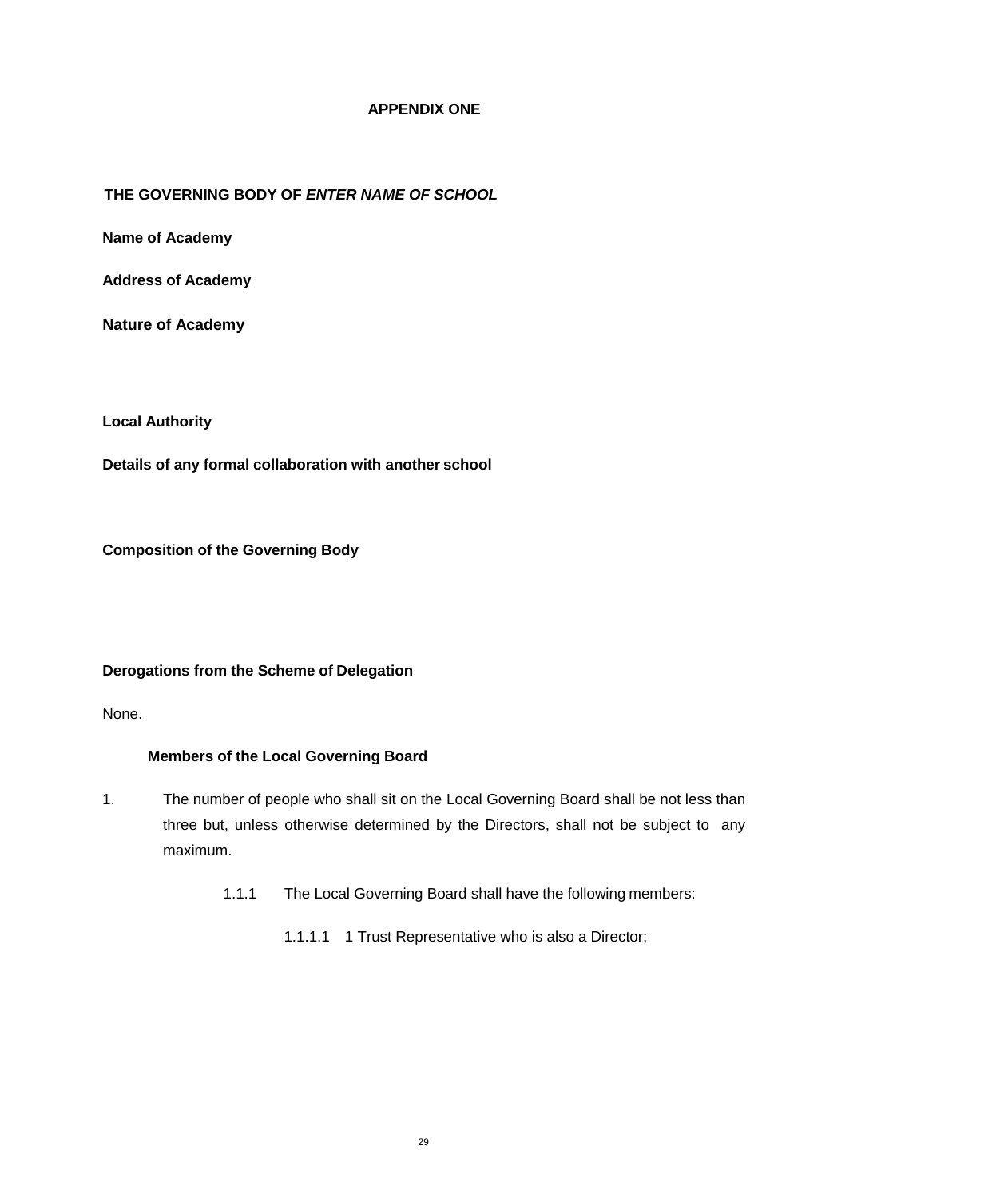# APPENDIX ONE

**THE GOVERNING BODY OF *ENTER NAME OF SCHOOL***

**Name of Academy**

**Address of Academy**

**Nature of Academy**

**Local Authority**

**Details of any formal collaboration with another school**

**Composition of the Governing Body**

**Derogations from the Scheme of Delegation**

None.

**Members of the Local Governing Board**

1. The number of people who shall sit on the Local Governing Board shall be not less than three but, unless otherwise determined by the Directors, shall not be subject to any maximum.

    1.1.1 The Local Governing Board shall have the following members:

    1.1.1.1 1 Trust Representative who is also a Director;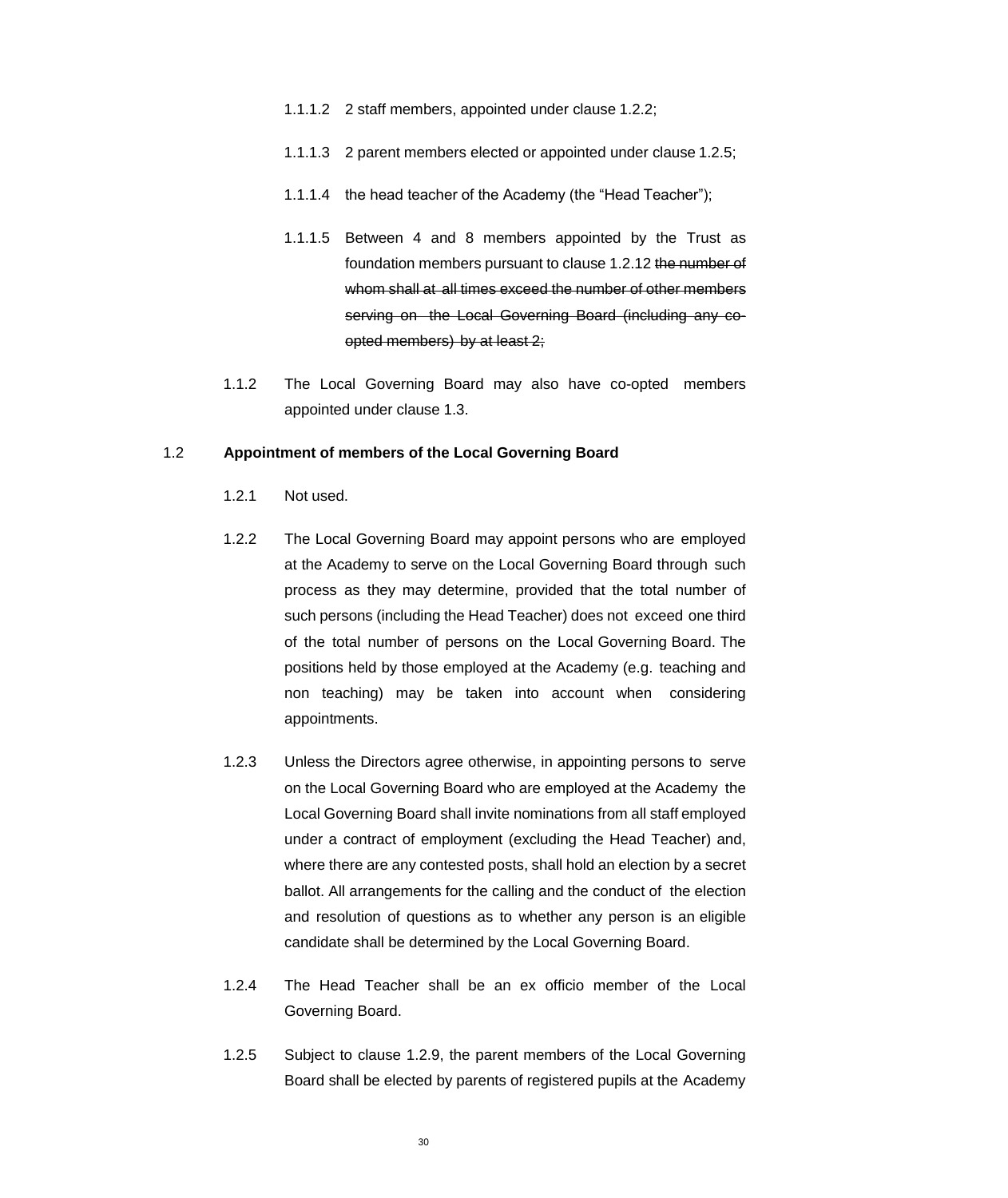1.1.1.2 2 staff members, appointed under clause 1.2.2;

1.1.1.3 2 parent members elected or appointed under clause 1.2.5;

1.1.1.4 the head teacher of the Academy (the "Head Teacher");

1.1.1.5 Between 4 and 8 members appointed by the Trust as foundation members pursuant to clause 1.2.12 ~~the number of whom shall at all times exceed the number of other members serving on the Local Governing Board (including any co-opted members) by at least 2;~~

1.1.2 The Local Governing Board may also have co-opted members appointed under clause 1.3.

## 1.2 **Appointment of members of the Local Governing Board**

1.2.1 Not used.

1.2.2 The Local Governing Board may appoint persons who are employed at the Academy to serve on the Local Governing Board through such process as they may determine, provided that the total number of such persons (including the Head Teacher) does not exceed one third of the total number of persons on the Local Governing Board. The positions held by those employed at the Academy (e.g. teaching and non teaching) may be taken into account when considering appointments.

1.2.3 Unless the Directors agree otherwise, in appointing persons to serve on the Local Governing Board who are employed at the Academy the Local Governing Board shall invite nominations from all staff employed under a contract of employment (excluding the Head Teacher) and, where there are any contested posts, shall hold an election by a secret ballot. All arrangements for the calling and the conduct of the election and resolution of questions as to whether any person is an eligible candidate shall be determined by the Local Governing Board.

1.2.4 The Head Teacher shall be an ex officio member of the Local Governing Board.

1.2.5 Subject to clause 1.2.9, the parent members of the Local Governing Board shall be elected by parents of registered pupils at the Academy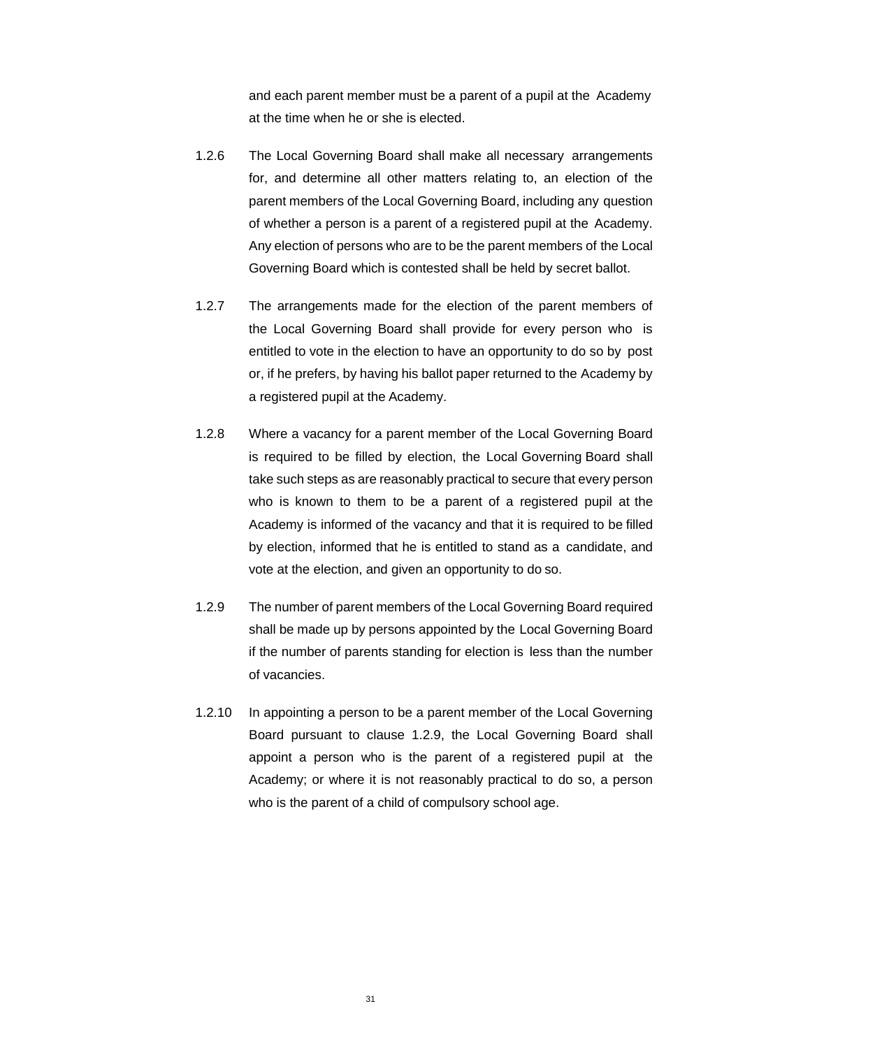and each parent member must be a parent of a pupil at the Academy at the time when he or she is elected.

1.2.6 The Local Governing Board shall make all necessary arrangements for, and determine all other matters relating to, an election of the parent members of the Local Governing Board, including any question of whether a person is a parent of a registered pupil at the Academy. Any election of persons who are to be the parent members of the Local Governing Board which is contested shall be held by secret ballot.

1.2.7 The arrangements made for the election of the parent members of the Local Governing Board shall provide for every person who is entitled to vote in the election to have an opportunity to do so by post or, if he prefers, by having his ballot paper returned to the Academy by a registered pupil at the Academy.

1.2.8 Where a vacancy for a parent member of the Local Governing Board is required to be filled by election, the Local Governing Board shall take such steps as are reasonably practical to secure that every person who is known to them to be a parent of a registered pupil at the Academy is informed of the vacancy and that it is required to be filled by election, informed that he is entitled to stand as a candidate, and vote at the election, and given an opportunity to do so.

1.2.9 The number of parent members of the Local Governing Board required shall be made up by persons appointed by the Local Governing Board if the number of parents standing for election is less than the number of vacancies.

1.2.10 In appointing a person to be a parent member of the Local Governing Board pursuant to clause 1.2.9, the Local Governing Board shall appoint a person who is the parent of a registered pupil at the Academy; or where it is not reasonably practical to do so, a person who is the parent of a child of compulsory school age.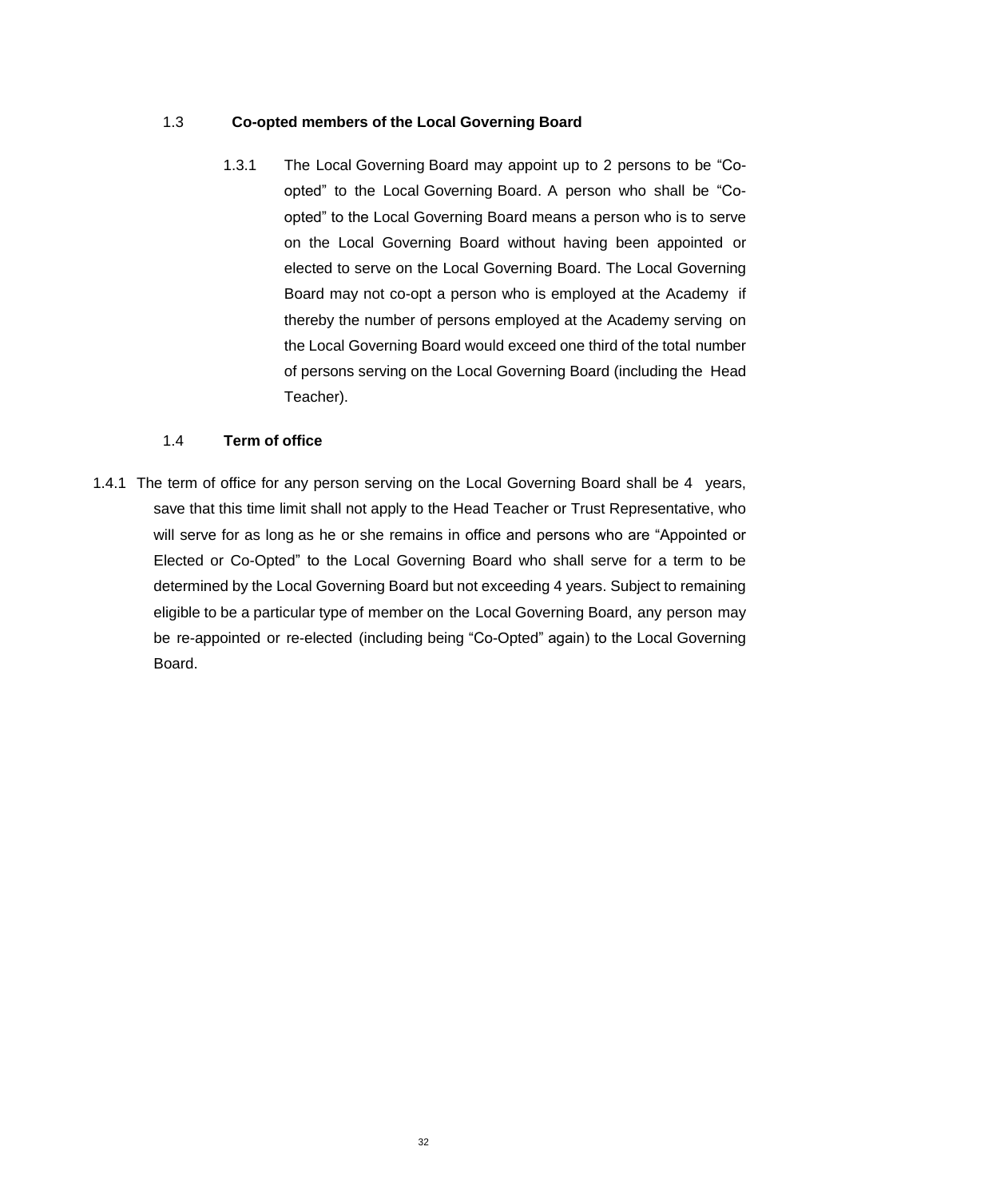### 1.3 Co-opted members of the Local Governing Board

1.3.1 The Local Governing Board may appoint up to 2 persons to be "Co-opted" to the Local Governing Board. A person who shall be "Co-opted" to the Local Governing Board means a person who is to serve on the Local Governing Board without having been appointed or elected to serve on the Local Governing Board. The Local Governing Board may not co-opt a person who is employed at the Academy if thereby the number of persons employed at the Academy serving on the Local Governing Board would exceed one third of the total number of persons serving on the Local Governing Board (including the Head Teacher).

### 1.4 Term of office

1.4.1 The term of office for any person serving on the Local Governing Board shall be 4 years, save that this time limit shall not apply to the Head Teacher or Trust Representative, who will serve for as long as he or she remains in office and persons who are "Appointed or Elected or Co-Opted" to the Local Governing Board who shall serve for a term to be determined by the Local Governing Board but not exceeding 4 years. Subject to remaining eligible to be a particular type of member on the Local Governing Board, any person may be re-appointed or re-elected (including being "Co-Opted" again) to the Local Governing Board.